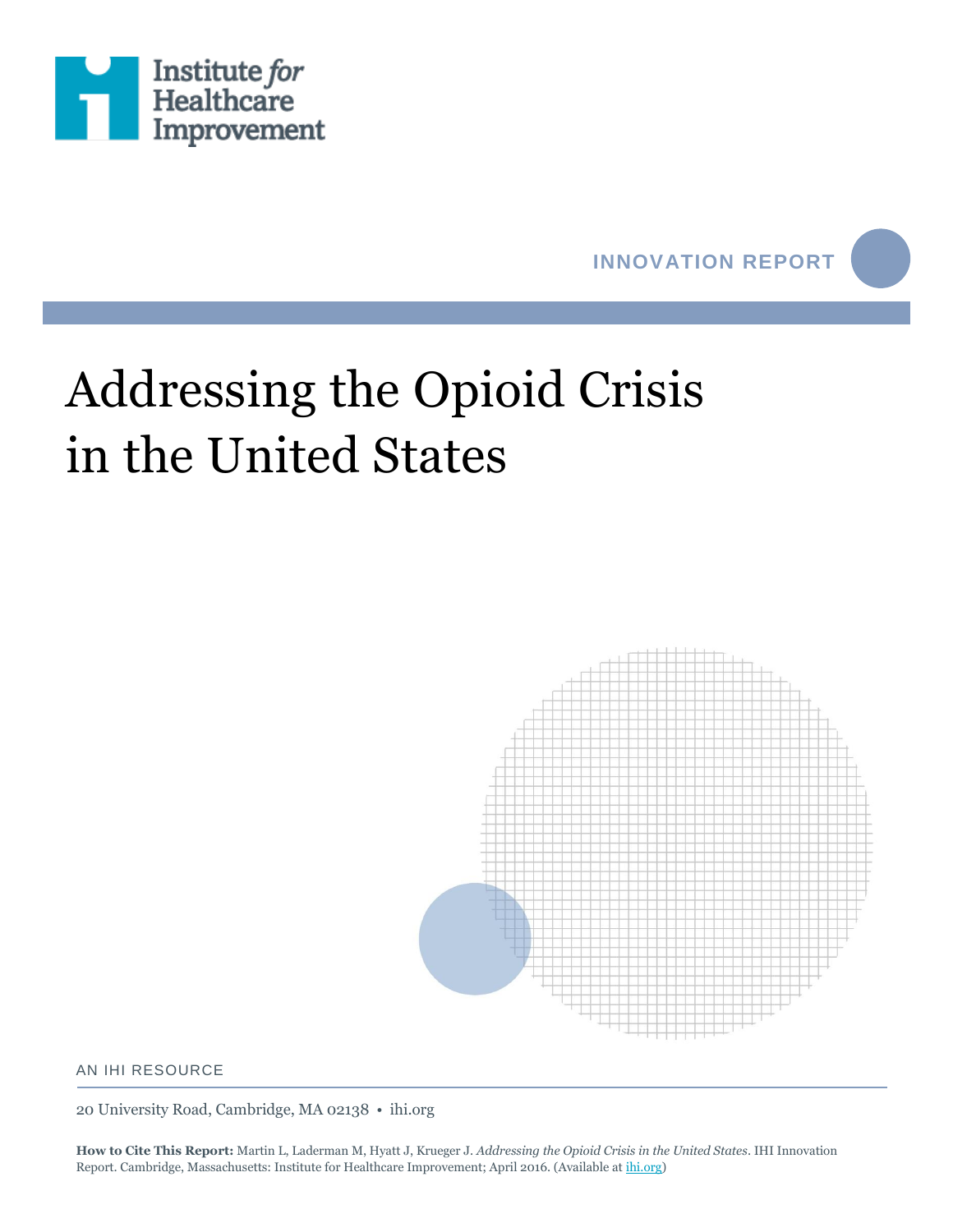Institute *for* Healthcare Improvement

INNOVATION REPORT

# Addressing the Opioid Crisis in the United States

AN IHI RESOURCE

20 University Road, Cambridge, MA 02138 • ihi.org

**How to Cite This Report:** Martin L, Laderman M, Hyatt J, Krueger J. *Addressing the Opioid Crisis in the United States*. IHI Innovation Report. Cambridge, Massachusetts: Institute for Healthcare Improvement; April 2016. (Available at ihi.org)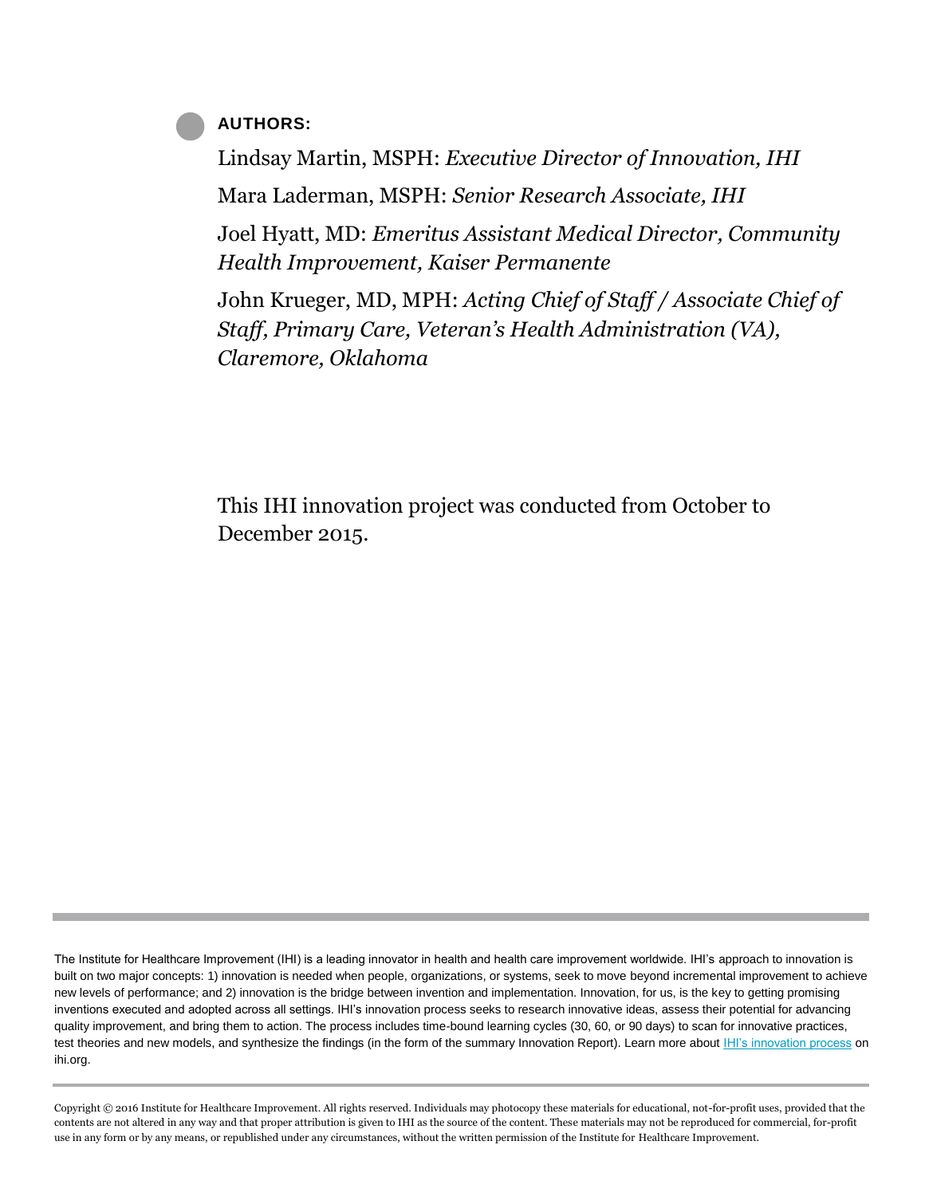**AUTHORS:**

Lindsay Martin, MSPH: *Executive Director of Innovation, IHI*

Mara Laderman, MSPH: *Senior Research Associate, IHI*

Joel Hyatt, MD: *Emeritus Assistant Medical Director, Community Health Improvement, Kaiser Permanente*

John Krueger, MD, MPH: *Acting Chief of Staff / Associate Chief of Staff, Primary Care, Veteran's Health Administration (VA), Claremore, Oklahoma*

This IHI innovation project was conducted from October to December 2015.

---

The Institute for Healthcare Improvement (IHI) is a leading innovator in health and health care improvement worldwide. IHI's approach to innovation is built on two major concepts: 1) innovation is needed when people, organizations, or systems, seek to move beyond incremental improvement to achieve new levels of performance; and 2) innovation is the bridge between invention and implementation. Innovation, for us, is the key to getting promising inventions executed and adopted across all settings. IHI's innovation process seeks to research innovative ideas, assess their potential for advancing quality improvement, and bring them to action. The process includes time-bound learning cycles (30, 60, or 90 days) to scan for innovative practices, test theories and new models, and synthesize the findings (in the form of the summary Innovation Report). Learn more about IHI's innovation process on ihi.org.

---

Copyright © 2016 Institute for Healthcare Improvement. All rights reserved. Individuals may photocopy these materials for educational, not-for-profit uses, provided that the contents are not altered in any way and that proper attribution is given to IHI as the source of the content. These materials may not be reproduced for commercial, for-profit use in any form or by any means, or republished under any circumstances, without the written permission of the Institute for Healthcare Improvement.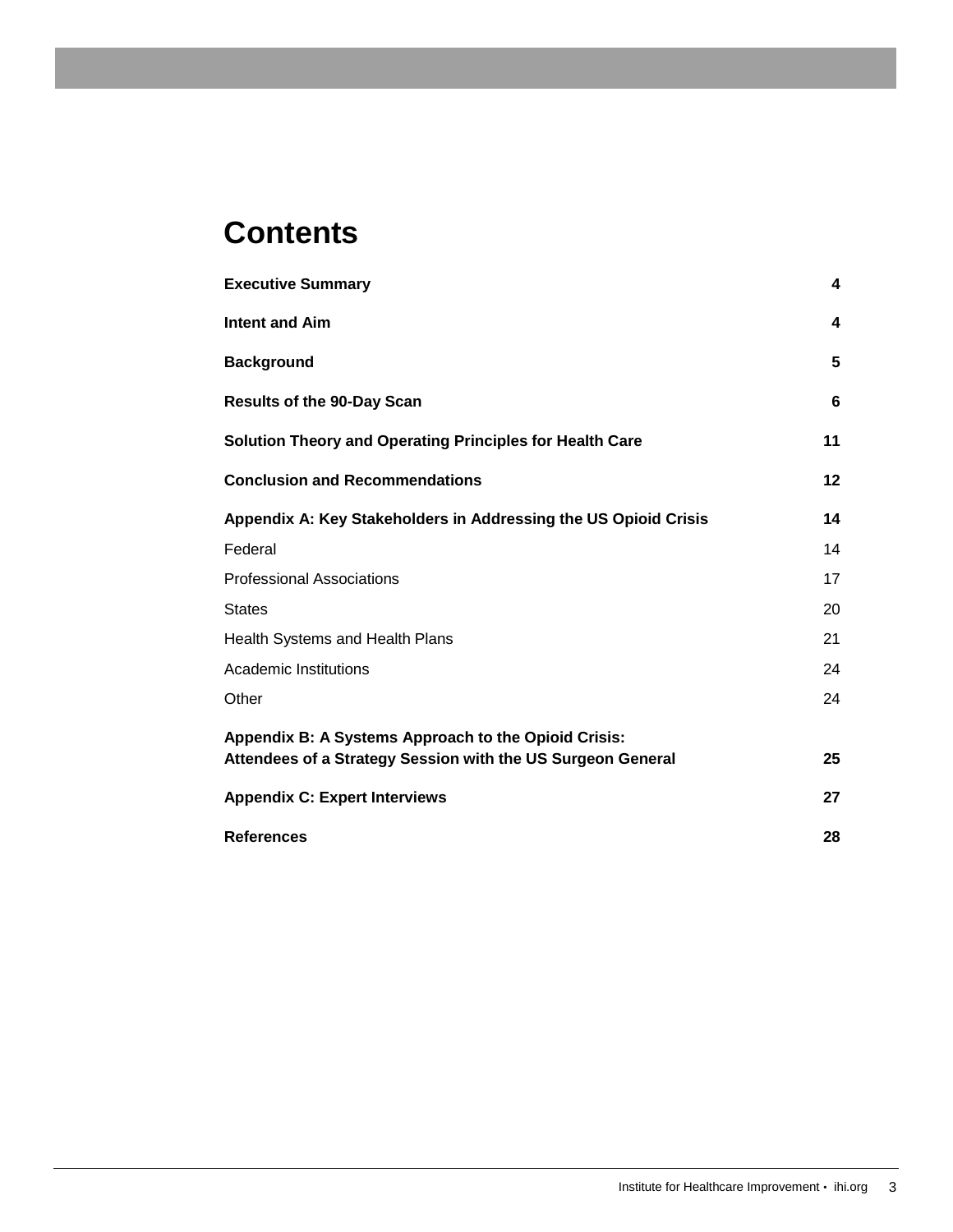# Contents

| | |
|---|---|
| **Executive Summary** | **4** |
| **Intent and Aim** | **4** |
| **Background** | **5** |
| **Results of the 90-Day Scan** | **6** |
| **Solution Theory and Operating Principles for Health Care** | **11** |
| **Conclusion and Recommendations** | **12** |
| **Appendix A: Key Stakeholders in Addressing the US Opioid Crisis** | **14** |
| Federal | 14 |
| Professional Associations | 17 |
| States | 20 |
| Health Systems and Health Plans | 21 |
| Academic Institutions | 24 |
| Other | 24 |
| **Appendix B: A Systems Approach to the Opioid Crisis: Attendees of a Strategy Session with the US Surgeon General** | **25** |
| **Appendix C: Expert Interviews** | **27** |
| **References** | **28** |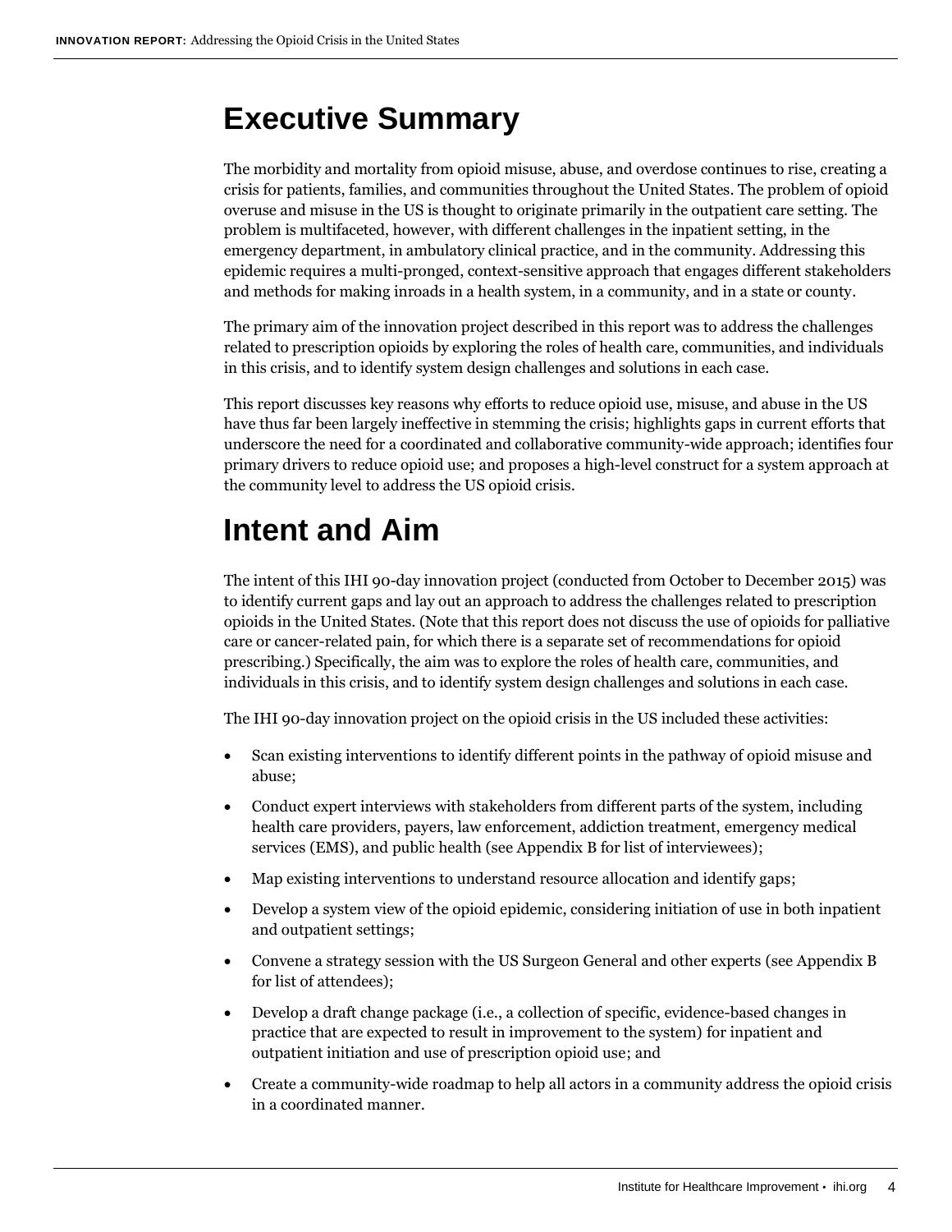# Executive Summary

The morbidity and mortality from opioid misuse, abuse, and overdose continues to rise, creating a crisis for patients, families, and communities throughout the United States. The problem of opioid overuse and misuse in the US is thought to originate primarily in the outpatient care setting. The problem is multifaceted, however, with different challenges in the inpatient setting, in the emergency department, in ambulatory clinical practice, and in the community. Addressing this epidemic requires a multi-pronged, context-sensitive approach that engages different stakeholders and methods for making inroads in a health system, in a community, and in a state or county.

The primary aim of the innovation project described in this report was to address the challenges related to prescription opioids by exploring the roles of health care, communities, and individuals in this crisis, and to identify system design challenges and solutions in each case.

This report discusses key reasons why efforts to reduce opioid use, misuse, and abuse in the US have thus far been largely ineffective in stemming the crisis; highlights gaps in current efforts that underscore the need for a coordinated and collaborative community-wide approach; identifies four primary drivers to reduce opioid use; and proposes a high-level construct for a system approach at the community level to address the US opioid crisis.

# Intent and Aim

The intent of this IHI 90-day innovation project (conducted from October to December 2015) was to identify current gaps and lay out an approach to address the challenges related to prescription opioids in the United States. (Note that this report does not discuss the use of opioids for palliative care or cancer-related pain, for which there is a separate set of recommendations for opioid prescribing.) Specifically, the aim was to explore the roles of health care, communities, and individuals in this crisis, and to identify system design challenges and solutions in each case.

The IHI 90-day innovation project on the opioid crisis in the US included these activities:

- Scan existing interventions to identify different points in the pathway of opioid misuse and abuse;
- Conduct expert interviews with stakeholders from different parts of the system, including health care providers, payers, law enforcement, addiction treatment, emergency medical services (EMS), and public health (see Appendix B for list of interviewees);
- Map existing interventions to understand resource allocation and identify gaps;
- Develop a system view of the opioid epidemic, considering initiation of use in both inpatient and outpatient settings;
- Convene a strategy session with the US Surgeon General and other experts (see Appendix B for list of attendees);
- Develop a draft change package (i.e., a collection of specific, evidence-based changes in practice that are expected to result in improvement to the system) for inpatient and outpatient initiation and use of prescription opioid use; and
- Create a community-wide roadmap to help all actors in a community address the opioid crisis in a coordinated manner.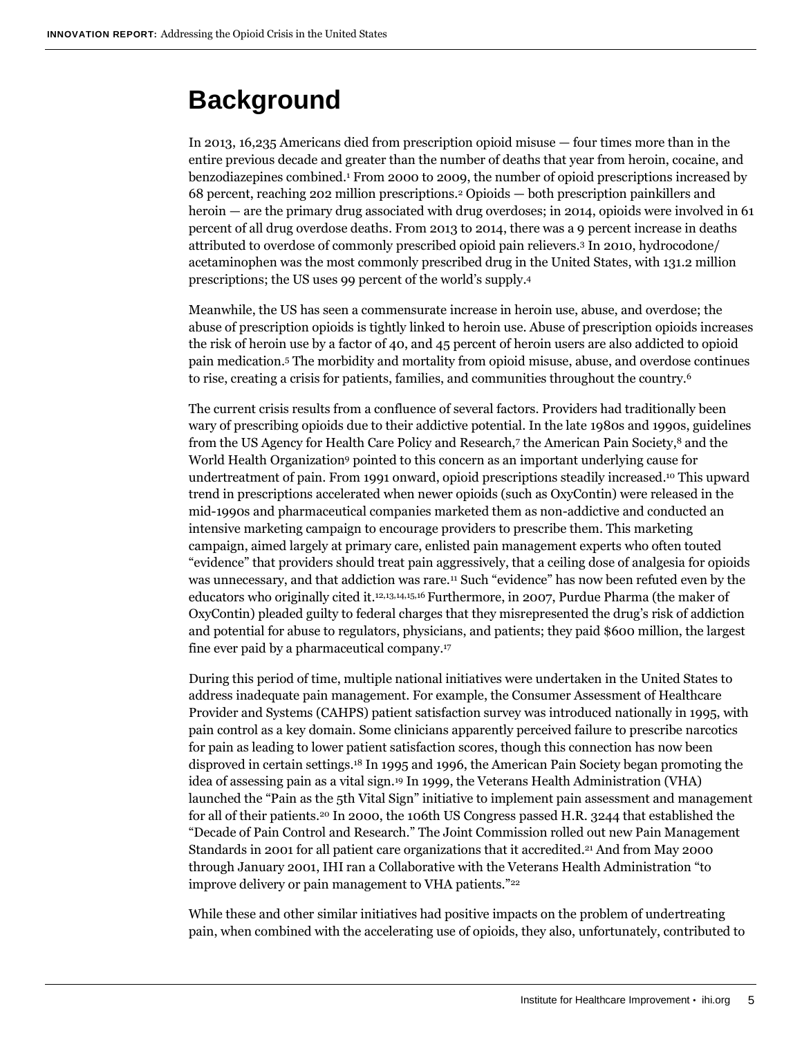# Background

In 2013, 16,235 Americans died from prescription opioid misuse — four times more than in the entire previous decade and greater than the number of deaths that year from heroin, cocaine, and benzodiazepines combined.[1] From 2000 to 2009, the number of opioid prescriptions increased by 68 percent, reaching 202 million prescriptions.[2] Opioids — both prescription painkillers and heroin — are the primary drug associated with drug overdoses; in 2014, opioids were involved in 61 percent of all drug overdose deaths. From 2013 to 2014, there was a 9 percent increase in deaths attributed to overdose of commonly prescribed opioid pain relievers.[3] In 2010, hydrocodone/acetaminophen was the most commonly prescribed drug in the United States, with 131.2 million prescriptions; the US uses 99 percent of the world's supply.[4]

Meanwhile, the US has seen a commensurate increase in heroin use, abuse, and overdose; the abuse of prescription opioids is tightly linked to heroin use. Abuse of prescription opioids increases the risk of heroin use by a factor of 40, and 45 percent of heroin users are also addicted to opioid pain medication.[5] The morbidity and mortality from opioid misuse, abuse, and overdose continues to rise, creating a crisis for patients, families, and communities throughout the country.[6]

The current crisis results from a confluence of several factors. Providers had traditionally been wary of prescribing opioids due to their addictive potential. In the late 1980s and 1990s, guidelines from the US Agency for Health Care Policy and Research,[7] the American Pain Society,[8] and the World Health Organization[9] pointed to this concern as an important underlying cause for undertreatment of pain. From 1991 onward, opioid prescriptions steadily increased.[10] This upward trend in prescriptions accelerated when newer opioids (such as OxyContin) were released in the mid-1990s and pharmaceutical companies marketed them as non-addictive and conducted an intensive marketing campaign to encourage providers to prescribe them. This marketing campaign, aimed largely at primary care, enlisted pain management experts who often touted "evidence" that providers should treat pain aggressively, that a ceiling dose of analgesia for opioids was unnecessary, and that addiction was rare.[11] Such "evidence" has now been refuted even by the educators who originally cited it.[12,13,14,15,16] Furthermore, in 2007, Purdue Pharma (the maker of OxyContin) pleaded guilty to federal charges that they misrepresented the drug's risk of addiction and potential for abuse to regulators, physicians, and patients; they paid $600 million, the largest fine ever paid by a pharmaceutical company.[17]

During this period of time, multiple national initiatives were undertaken in the United States to address inadequate pain management. For example, the Consumer Assessment of Healthcare Provider and Systems (CAHPS) patient satisfaction survey was introduced nationally in 1995, with pain control as a key domain. Some clinicians apparently perceived failure to prescribe narcotics for pain as leading to lower patient satisfaction scores, though this connection has now been disproved in certain settings.[18] In 1995 and 1996, the American Pain Society began promoting the idea of assessing pain as a vital sign.[19] In 1999, the Veterans Health Administration (VHA) launched the "Pain as the 5th Vital Sign" initiative to implement pain assessment and management for all of their patients.[20] In 2000, the 106th US Congress passed H.R. 3244 that established the "Decade of Pain Control and Research." The Joint Commission rolled out new Pain Management Standards in 2001 for all patient care organizations that it accredited.[21] And from May 2000 through January 2001, IHI ran a Collaborative with the Veterans Health Administration "to improve delivery or pain management to VHA patients."[22]

While these and other similar initiatives had positive impacts on the problem of undertreating pain, when combined with the accelerating use of opioids, they also, unfortunately, contributed to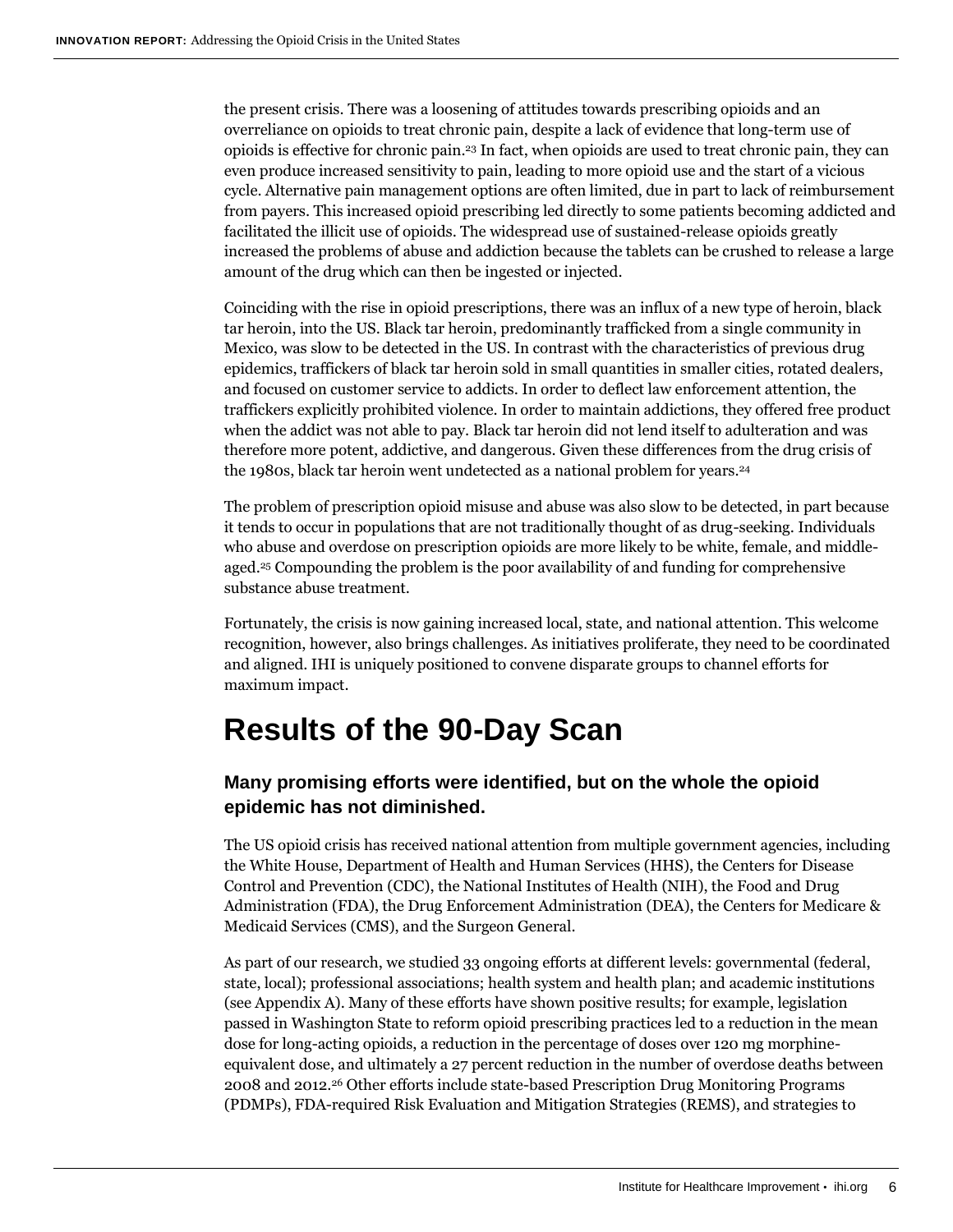the present crisis. There was a loosening of attitudes towards prescribing opioids and an overreliance on opioids to treat chronic pain, despite a lack of evidence that long-term use of opioids is effective for chronic pain.[23] In fact, when opioids are used to treat chronic pain, they can even produce increased sensitivity to pain, leading to more opioid use and the start of a vicious cycle. Alternative pain management options are often limited, due in part to lack of reimbursement from payers. This increased opioid prescribing led directly to some patients becoming addicted and facilitated the illicit use of opioids. The widespread use of sustained-release opioids greatly increased the problems of abuse and addiction because the tablets can be crushed to release a large amount of the drug which can then be ingested or injected.

Coinciding with the rise in opioid prescriptions, there was an influx of a new type of heroin, black tar heroin, into the US. Black tar heroin, predominantly trafficked from a single community in Mexico, was slow to be detected in the US. In contrast with the characteristics of previous drug epidemics, traffickers of black tar heroin sold in small quantities in smaller cities, rotated dealers, and focused on customer service to addicts. In order to deflect law enforcement attention, the traffickers explicitly prohibited violence. In order to maintain addictions, they offered free product when the addict was not able to pay. Black tar heroin did not lend itself to adulteration and was therefore more potent, addictive, and dangerous. Given these differences from the drug crisis of the 1980s, black tar heroin went undetected as a national problem for years.[24]

The problem of prescription opioid misuse and abuse was also slow to be detected, in part because it tends to occur in populations that are not traditionally thought of as drug-seeking. Individuals who abuse and overdose on prescription opioids are more likely to be white, female, and middle-aged.[25] Compounding the problem is the poor availability of and funding for comprehensive substance abuse treatment.

Fortunately, the crisis is now gaining increased local, state, and national attention. This welcome recognition, however, also brings challenges. As initiatives proliferate, they need to be coordinated and aligned. IHI is uniquely positioned to convene disparate groups to channel efforts for maximum impact.

# Results of the 90-Day Scan

### Many promising efforts were identified, but on the whole the opioid epidemic has not diminished.

The US opioid crisis has received national attention from multiple government agencies, including the White House, Department of Health and Human Services (HHS), the Centers for Disease Control and Prevention (CDC), the National Institutes of Health (NIH), the Food and Drug Administration (FDA), the Drug Enforcement Administration (DEA), the Centers for Medicare & Medicaid Services (CMS), and the Surgeon General.

As part of our research, we studied 33 ongoing efforts at different levels: governmental (federal, state, local); professional associations; health system and health plan; and academic institutions (see Appendix A). Many of these efforts have shown positive results; for example, legislation passed in Washington State to reform opioid prescribing practices led to a reduction in the mean dose for long-acting opioids, a reduction in the percentage of doses over 120 mg morphine-equivalent dose, and ultimately a 27 percent reduction in the number of overdose deaths between 2008 and 2012.[26] Other efforts include state-based Prescription Drug Monitoring Programs (PDMPs), FDA-required Risk Evaluation and Mitigation Strategies (REMS), and strategies to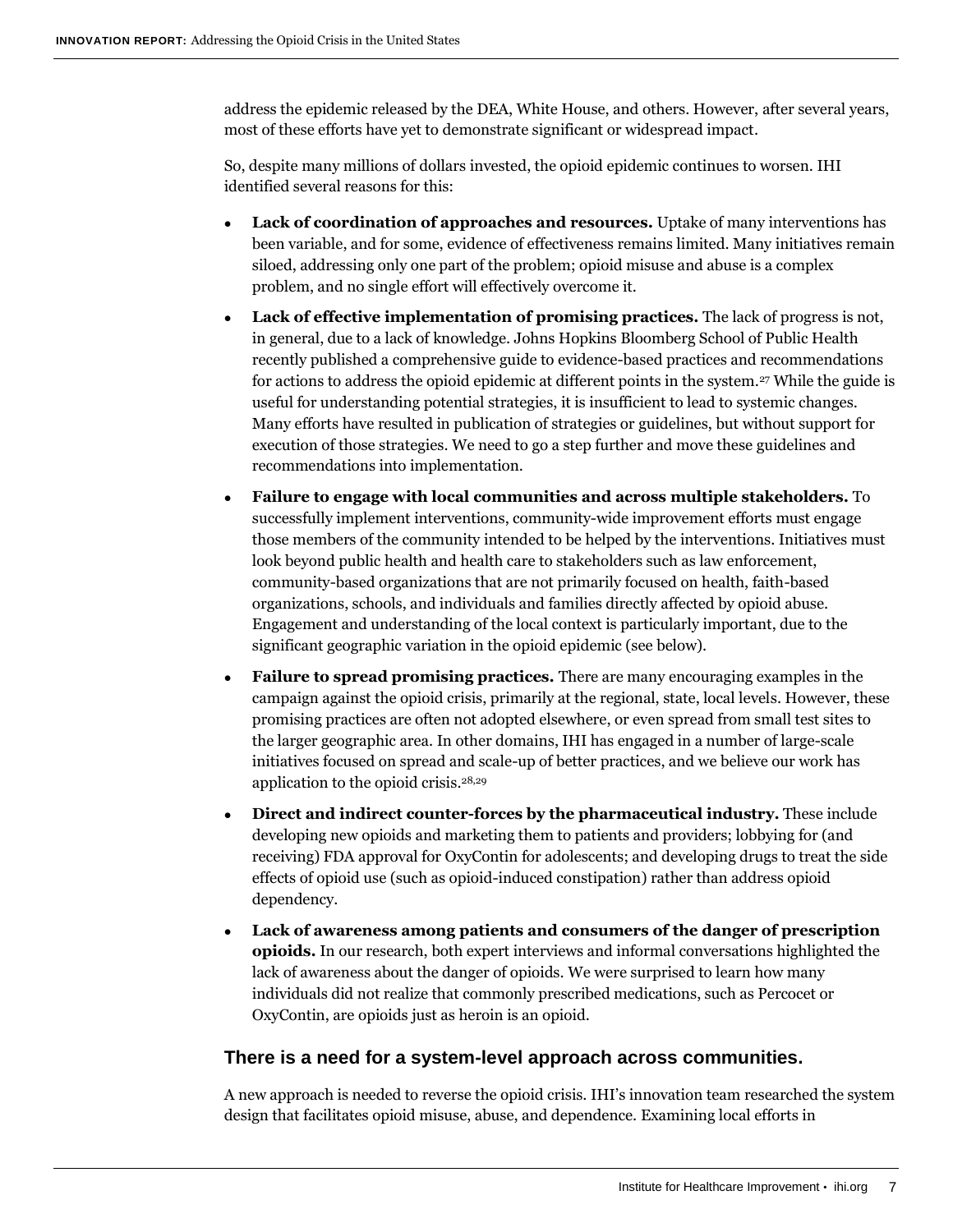address the epidemic released by the DEA, White House, and others. However, after several years, most of these efforts have yet to demonstrate significant or widespread impact.

So, despite many millions of dollars invested, the opioid epidemic continues to worsen. IHI identified several reasons for this:

- **Lack of coordination of approaches and resources.** Uptake of many interventions has been variable, and for some, evidence of effectiveness remains limited. Many initiatives remain siloed, addressing only one part of the problem; opioid misuse and abuse is a complex problem, and no single effort will effectively overcome it.
- **Lack of effective implementation of promising practices.** The lack of progress is not, in general, due to a lack of knowledge. Johns Hopkins Bloomberg School of Public Health recently published a comprehensive guide to evidence-based practices and recommendations for actions to address the opioid epidemic at different points in the system.[27] While the guide is useful for understanding potential strategies, it is insufficient to lead to systemic changes. Many efforts have resulted in publication of strategies or guidelines, but without support for execution of those strategies. We need to go a step further and move these guidelines and recommendations into implementation.
- **Failure to engage with local communities and across multiple stakeholders.** To successfully implement interventions, community-wide improvement efforts must engage those members of the community intended to be helped by the interventions. Initiatives must look beyond public health and health care to stakeholders such as law enforcement, community-based organizations that are not primarily focused on health, faith-based organizations, schools, and individuals and families directly affected by opioid abuse. Engagement and understanding of the local context is particularly important, due to the significant geographic variation in the opioid epidemic (see below).
- **Failure to spread promising practices.** There are many encouraging examples in the campaign against the opioid crisis, primarily at the regional, state, local levels. However, these promising practices are often not adopted elsewhere, or even spread from small test sites to the larger geographic area. In other domains, IHI has engaged in a number of large-scale initiatives focused on spread and scale-up of better practices, and we believe our work has application to the opioid crisis.[28,29]
- **Direct and indirect counter-forces by the pharmaceutical industry.** These include developing new opioids and marketing them to patients and providers; lobbying for (and receiving) FDA approval for OxyContin for adolescents; and developing drugs to treat the side effects of opioid use (such as opioid-induced constipation) rather than address opioid dependency.
- **Lack of awareness among patients and consumers of the danger of prescription opioids.** In our research, both expert interviews and informal conversations highlighted the lack of awareness about the danger of opioids. We were surprised to learn how many individuals did not realize that commonly prescribed medications, such as Percocet or OxyContin, are opioids just as heroin is an opioid.

### There is a need for a system-level approach across communities.

A new approach is needed to reverse the opioid crisis. IHI's innovation team researched the system design that facilitates opioid misuse, abuse, and dependence. Examining local efforts in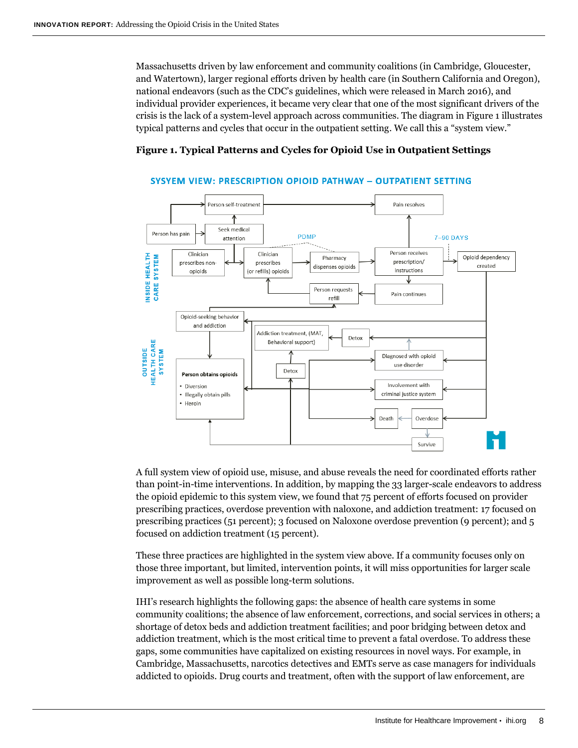Massachusetts driven by law enforcement and community coalitions (in Cambridge, Gloucester, and Watertown), larger regional efforts driven by health care (in Southern California and Oregon), national endeavors (such as the CDC's guidelines, which were released in March 2016), and individual provider experiences, it became very clear that one of the most significant drivers of the crisis is the lack of a system-level approach across communities. The diagram in Figure 1 illustrates typical patterns and cycles that occur in the outpatient setting. We call this a "system view."

**Figure 1. Typical Patterns and Cycles for Opioid Use in Outpatient Settings**

SYSYEM VIEW: PRESCRIPTION OPIOID PATHWAY – OUTPATIENT SETTING

INSIDE HEALTH CARE SYSTEM: Person has pain; Person self-treatment; Seek medical attention; Pain resolves; PDMP; 7–90 DAYS; Clinician prescribes non-opioids; Clinician prescribes (or refills) opioids; Pharmacy dispenses opioids; Person receives prescription/instructions; Opioid dependency created; Person requests refill; Pain continues

OUTSIDE HEALTH CARE SYSTEM: Opioid-seeking behavior and addiction; Addiction treatment, (MAT, Behavioral support); Detox; Diagnosed with opioid use disorder; Person obtains opioids (Diversion; Illegally obtain pills; Heroin); Detox; Involvement with criminal justice system; Death; Overdose; Survive

A full system view of opioid use, misuse, and abuse reveals the need for coordinated efforts rather than point-in-time interventions. In addition, by mapping the 33 larger-scale endeavors to address the opioid epidemic to this system view, we found that 75 percent of efforts focused on provider prescribing practices, overdose prevention with naloxone, and addiction treatment: 17 focused on prescribing practices (51 percent); 3 focused on Naloxone overdose prevention (9 percent); and 5 focused on addiction treatment (15 percent).

These three practices are highlighted in the system view above. If a community focuses only on those three important, but limited, intervention points, it will miss opportunities for larger scale improvement as well as possible long-term solutions.

IHI's research highlights the following gaps: the absence of health care systems in some community coalitions; the absence of law enforcement, corrections, and social services in others; a shortage of detox beds and addiction treatment facilities; and poor bridging between detox and addiction treatment, which is the most critical time to prevent a fatal overdose. To address these gaps, some communities have capitalized on existing resources in novel ways. For example, in Cambridge, Massachusetts, narcotics detectives and EMTs serve as case managers for individuals addicted to opioids. Drug courts and treatment, often with the support of law enforcement, are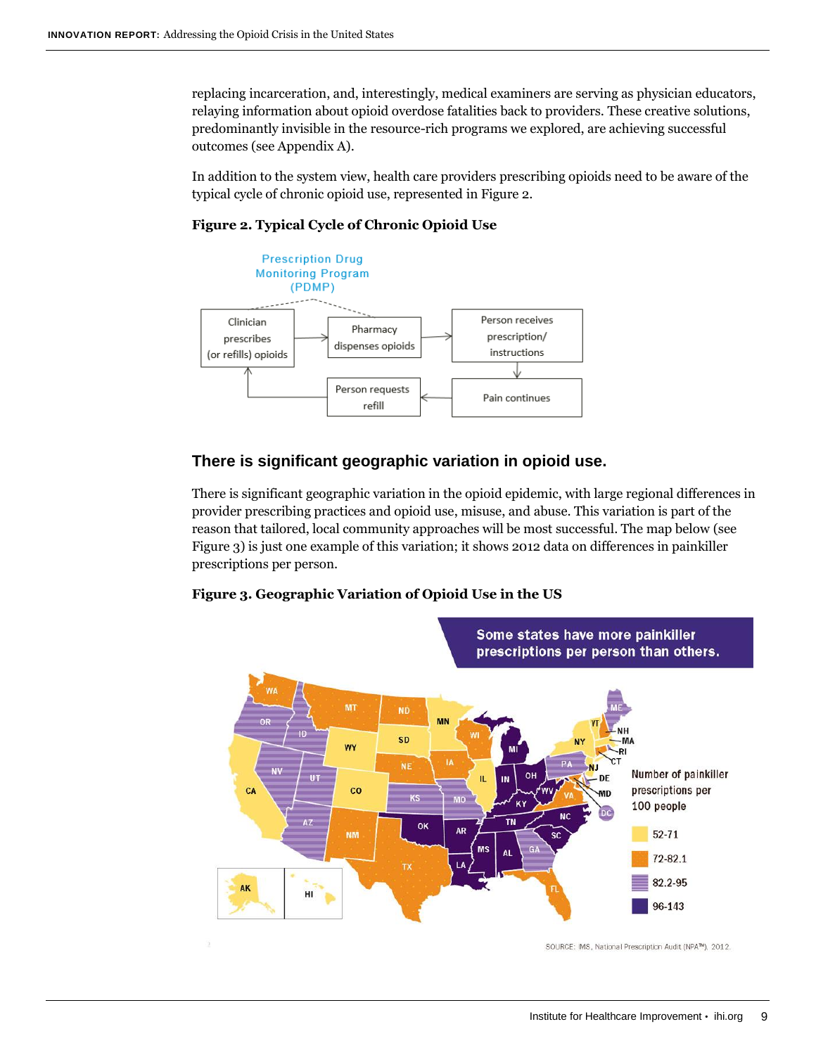replacing incarceration, and, interestingly, medical examiners are serving as physician educators, relaying information about opioid overdose fatalities back to providers. These creative solutions, predominantly invisible in the resource-rich programs we explored, are achieving successful outcomes (see Appendix A).

In addition to the system view, health care providers prescribing opioids need to be aware of the typical cycle of chronic opioid use, represented in Figure 2.

**Figure 2. Typical Cycle of Chronic Opioid Use**

**Figure 3. Geographic Variation of Opioid Use in the US**

## There is significant geographic variation in opioid use.

There is significant geographic variation in the opioid epidemic, with large regional differences in provider prescribing practices and opioid use, misuse, and abuse. This variation is part of the reason that tailored, local community approaches will be most successful. The map below (see Figure 3) is just one example of this variation; it shows 2012 data on differences in painkiller prescriptions per person.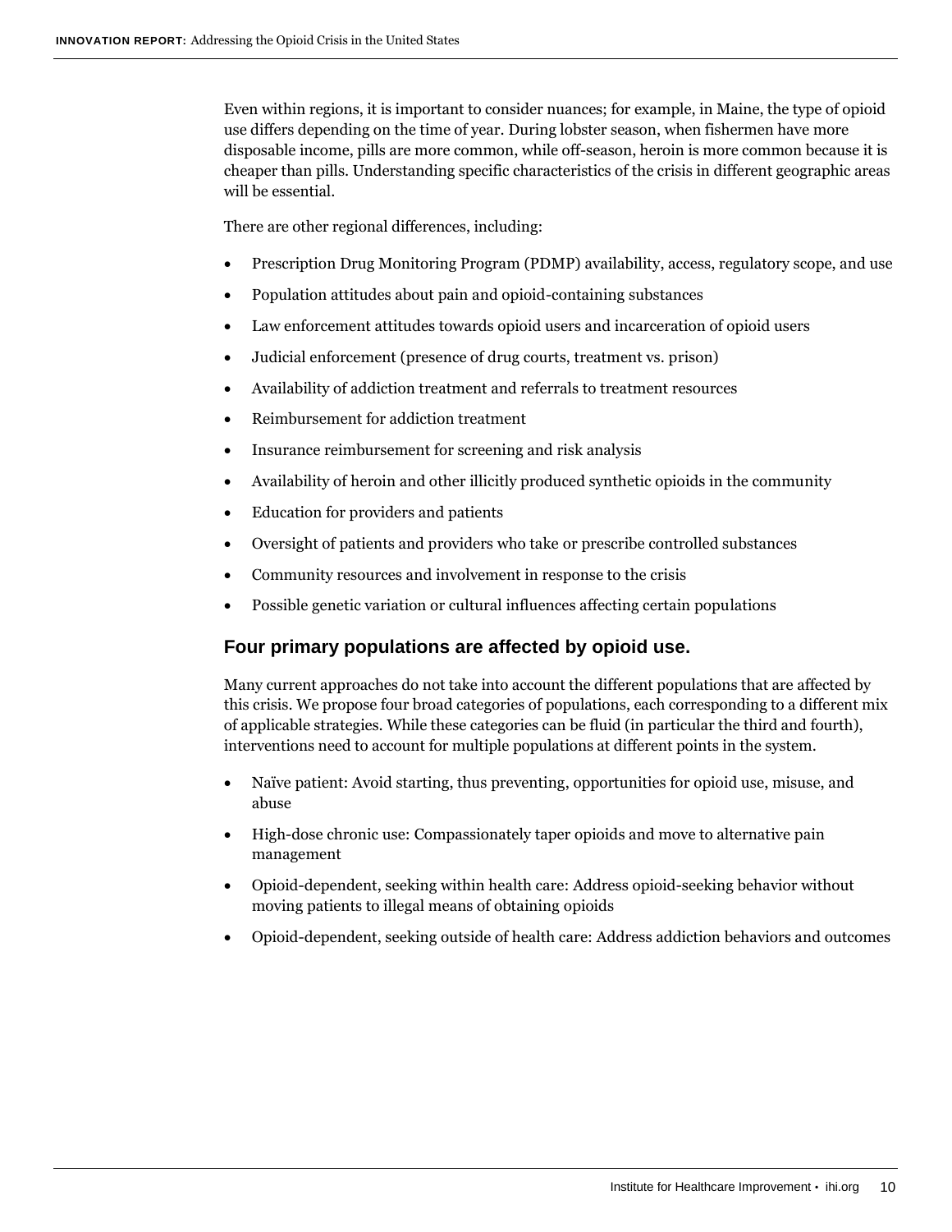Even within regions, it is important to consider nuances; for example, in Maine, the type of opioid use differs depending on the time of year. During lobster season, when fishermen have more disposable income, pills are more common, while off-season, heroin is more common because it is cheaper than pills. Understanding specific characteristics of the crisis in different geographic areas will be essential.

There are other regional differences, including:

- Prescription Drug Monitoring Program (PDMP) availability, access, regulatory scope, and use
- Population attitudes about pain and opioid-containing substances
- Law enforcement attitudes towards opioid users and incarceration of opioid users
- Judicial enforcement (presence of drug courts, treatment vs. prison)
- Availability of addiction treatment and referrals to treatment resources
- Reimbursement for addiction treatment
- Insurance reimbursement for screening and risk analysis
- Availability of heroin and other illicitly produced synthetic opioids in the community
- Education for providers and patients
- Oversight of patients and providers who take or prescribe controlled substances
- Community resources and involvement in response to the crisis
- Possible genetic variation or cultural influences affecting certain populations

### Four primary populations are affected by opioid use.

Many current approaches do not take into account the different populations that are affected by this crisis. We propose four broad categories of populations, each corresponding to a different mix of applicable strategies. While these categories can be fluid (in particular the third and fourth), interventions need to account for multiple populations at different points in the system.

- Naïve patient: Avoid starting, thus preventing, opportunities for opioid use, misuse, and abuse
- High-dose chronic use: Compassionately taper opioids and move to alternative pain management
- Opioid-dependent, seeking within health care: Address opioid-seeking behavior without moving patients to illegal means of obtaining opioids
- Opioid-dependent, seeking outside of health care: Address addiction behaviors and outcomes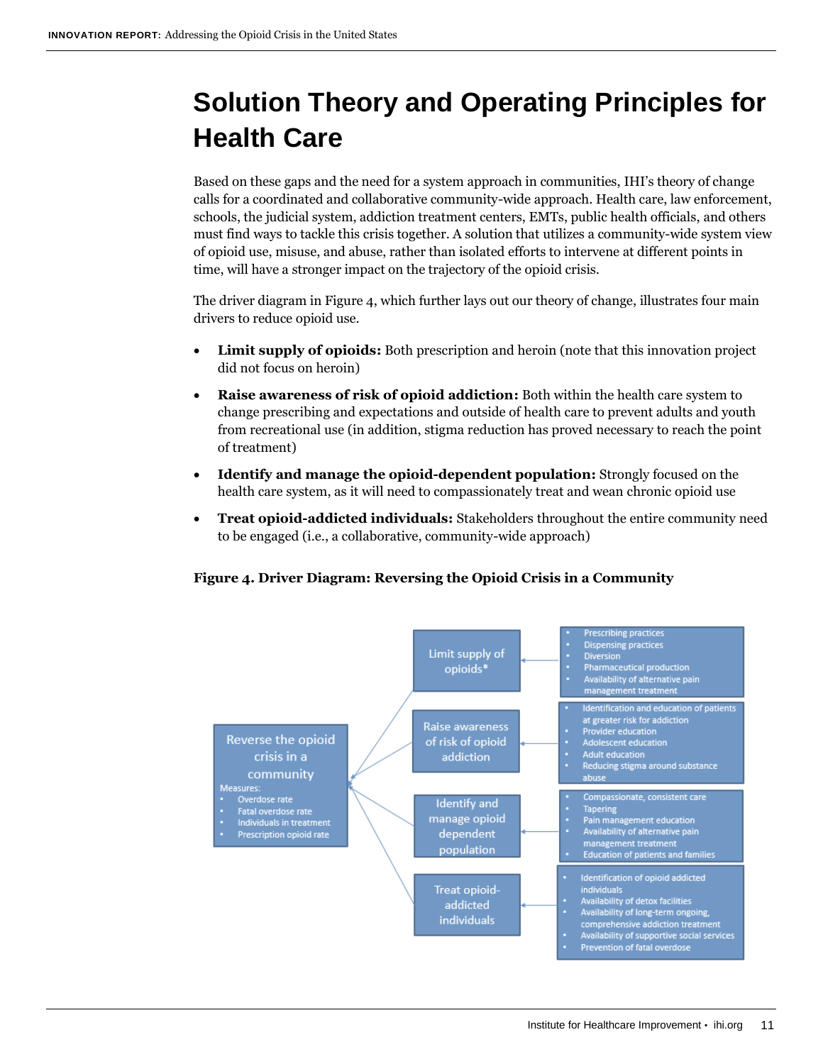# Solution Theory and Operating Principles for Health Care

Based on these gaps and the need for a system approach in communities, IHI's theory of change calls for a coordinated and collaborative community-wide approach. Health care, law enforcement, schools, the judicial system, addiction treatment centers, EMTs, public health officials, and others must find ways to tackle this crisis together. A solution that utilizes a community-wide system view of opioid use, misuse, and abuse, rather than isolated efforts to intervene at different points in time, will have a stronger impact on the trajectory of the opioid crisis.

The driver diagram in Figure 4, which further lays out our theory of change, illustrates four main drivers to reduce opioid use.

- **Limit supply of opioids:** Both prescription and heroin (note that this innovation project did not focus on heroin)
- **Raise awareness of risk of opioid addiction:** Both within the health care system to change prescribing and expectations and outside of health care to prevent adults and youth from recreational use (in addition, stigma reduction has proved necessary to reach the point of treatment)
- **Identify and manage the opioid-dependent population:** Strongly focused on the health care system, as it will need to compassionately treat and wean chronic opioid use
- **Treat opioid-addicted individuals:** Stakeholders throughout the entire community need to be engaged (i.e., a collaborative, community-wide approach)

**Figure 4. Driver Diagram: Reversing the Opioid Crisis in a Community**

| Aim | Primary Drivers | Secondary Drivers |
|---|---|---|
| Reverse the opioid crisis in a community<br>Measures:<br>• Overdose rate<br>• Fatal overdose rate<br>• Individuals in treatment<br>• Prescription opioid rate | Limit supply of opioids* | • Prescribing practices<br>• Dispensing practices<br>• Diversion<br>• Pharmaceutical production<br>• Availability of alternative pain management treatment |
| | Raise awareness of risk of opioid addiction | • Identification and education of patients at greater risk for addiction<br>• Provider education<br>• Adolescent education<br>• Adult education<br>• Reducing stigma around substance abuse |
| | Identify and manage opioid dependent population | • Compassionate, consistent care<br>• Tapering<br>• Pain management education<br>• Availability of alternative pain management treatment<br>• Education of patients and families |
| | Treat opioid-addicted individuals | • Identification of opioid addicted individuals<br>• Availability of detox facilities<br>• Availability of long-term ongoing, comprehensive addiction treatment<br>• Availability of supportive social services<br>• Prevention of fatal overdose |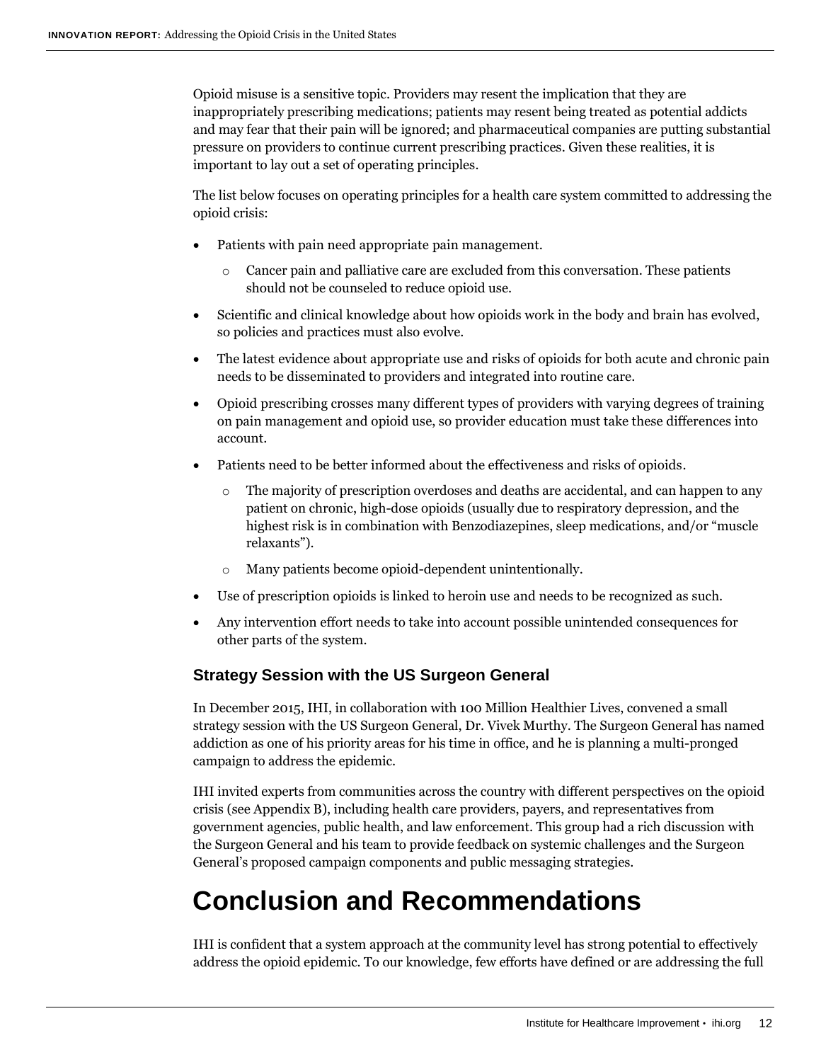Opioid misuse is a sensitive topic. Providers may resent the implication that they are inappropriately prescribing medications; patients may resent being treated as potential addicts and may fear that their pain will be ignored; and pharmaceutical companies are putting substantial pressure on providers to continue current prescribing practices. Given these realities, it is important to lay out a set of operating principles.

The list below focuses on operating principles for a health care system committed to addressing the opioid crisis:

- Patients with pain need appropriate pain management.
  - Cancer pain and palliative care are excluded from this conversation. These patients should not be counseled to reduce opioid use.
- Scientific and clinical knowledge about how opioids work in the body and brain has evolved, so policies and practices must also evolve.
- The latest evidence about appropriate use and risks of opioids for both acute and chronic pain needs to be disseminated to providers and integrated into routine care.
- Opioid prescribing crosses many different types of providers with varying degrees of training on pain management and opioid use, so provider education must take these differences into account.
- Patients need to be better informed about the effectiveness and risks of opioids.
  - The majority of prescription overdoses and deaths are accidental, and can happen to any patient on chronic, high-dose opioids (usually due to respiratory depression, and the highest risk is in combination with Benzodiazepines, sleep medications, and/or "muscle relaxants").
  - Many patients become opioid-dependent unintentionally.
- Use of prescription opioids is linked to heroin use and needs to be recognized as such.
- Any intervention effort needs to take into account possible unintended consequences for other parts of the system.

### Strategy Session with the US Surgeon General

In December 2015, IHI, in collaboration with 100 Million Healthier Lives, convened a small strategy session with the US Surgeon General, Dr. Vivek Murthy. The Surgeon General has named addiction as one of his priority areas for his time in office, and he is planning a multi-pronged campaign to address the epidemic.

IHI invited experts from communities across the country with different perspectives on the opioid crisis (see Appendix B), including health care providers, payers, and representatives from government agencies, public health, and law enforcement. This group had a rich discussion with the Surgeon General and his team to provide feedback on systemic challenges and the Surgeon General's proposed campaign components and public messaging strategies.

# Conclusion and Recommendations

IHI is confident that a system approach at the community level has strong potential to effectively address the opioid epidemic. To our knowledge, few efforts have defined or are addressing the full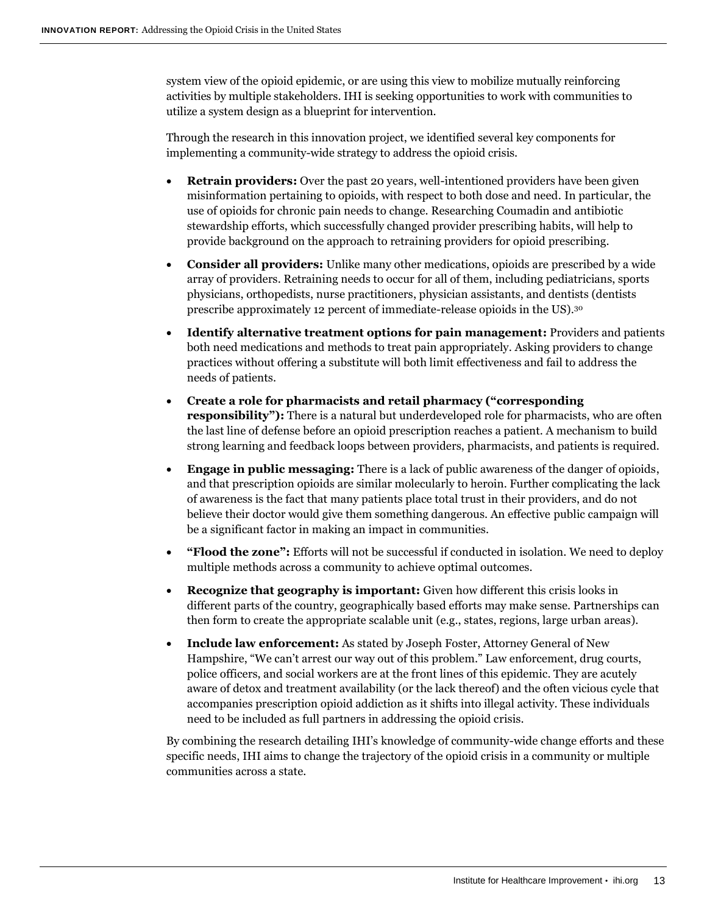system view of the opioid epidemic, or are using this view to mobilize mutually reinforcing activities by multiple stakeholders. IHI is seeking opportunities to work with communities to utilize a system design as a blueprint for intervention.

Through the research in this innovation project, we identified several key components for implementing a community-wide strategy to address the opioid crisis.

- **Retrain providers:** Over the past 20 years, well-intentioned providers have been given misinformation pertaining to opioids, with respect to both dose and need. In particular, the use of opioids for chronic pain needs to change. Researching Coumadin and antibiotic stewardship efforts, which successfully changed provider prescribing habits, will help to provide background on the approach to retraining providers for opioid prescribing.
- **Consider all providers:** Unlike many other medications, opioids are prescribed by a wide array of providers. Retraining needs to occur for all of them, including pediatricians, sports physicians, orthopedists, nurse practitioners, physician assistants, and dentists (dentists prescribe approximately 12 percent of immediate-release opioids in the US).[30]
- **Identify alternative treatment options for pain management:** Providers and patients both need medications and methods to treat pain appropriately. Asking providers to change practices without offering a substitute will both limit effectiveness and fail to address the needs of patients.
- **Create a role for pharmacists and retail pharmacy ("corresponding responsibility"):** There is a natural but underdeveloped role for pharmacists, who are often the last line of defense before an opioid prescription reaches a patient. A mechanism to build strong learning and feedback loops between providers, pharmacists, and patients is required.
- **Engage in public messaging:** There is a lack of public awareness of the danger of opioids, and that prescription opioids are similar molecularly to heroin. Further complicating the lack of awareness is the fact that many patients place total trust in their providers, and do not believe their doctor would give them something dangerous. An effective public campaign will be a significant factor in making an impact in communities.
- **"Flood the zone":** Efforts will not be successful if conducted in isolation. We need to deploy multiple methods across a community to achieve optimal outcomes.
- **Recognize that geography is important:** Given how different this crisis looks in different parts of the country, geographically based efforts may make sense. Partnerships can then form to create the appropriate scalable unit (e.g., states, regions, large urban areas).
- **Include law enforcement:** As stated by Joseph Foster, Attorney General of New Hampshire, "We can't arrest our way out of this problem." Law enforcement, drug courts, police officers, and social workers are at the front lines of this epidemic. They are acutely aware of detox and treatment availability (or the lack thereof) and the often vicious cycle that accompanies prescription opioid addiction as it shifts into illegal activity. These individuals need to be included as full partners in addressing the opioid crisis.

By combining the research detailing IHI's knowledge of community-wide change efforts and these specific needs, IHI aims to change the trajectory of the opioid crisis in a community or multiple communities across a state.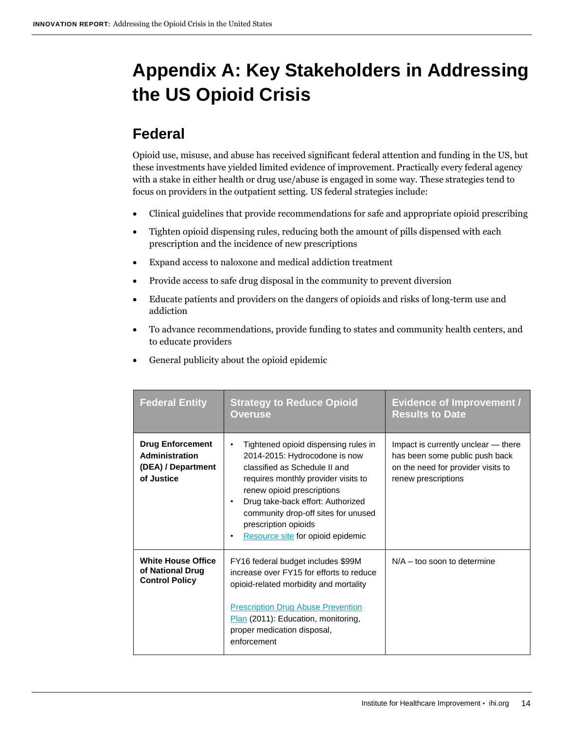# Appendix A: Key Stakeholders in Addressing the US Opioid Crisis

## Federal

Opioid use, misuse, and abuse has received significant federal attention and funding in the US, but these investments have yielded limited evidence of improvement. Practically every federal agency with a stake in either health or drug use/abuse is engaged in some way. These strategies tend to focus on providers in the outpatient setting. US federal strategies include:

- Clinical guidelines that provide recommendations for safe and appropriate opioid prescribing
- Tighten opioid dispensing rules, reducing both the amount of pills dispensed with each prescription and the incidence of new prescriptions
- Expand access to naloxone and medical addiction treatment
- Provide access to safe drug disposal in the community to prevent diversion
- Educate patients and providers on the dangers of opioids and risks of long-term use and addiction
- To advance recommendations, provide funding to states and community health centers, and to educate providers
- General publicity about the opioid epidemic

| Federal Entity | Strategy to Reduce Opioid Overuse | Evidence of Improvement / Results to Date |
|---|---|---|
| **Drug Enforcement Administration (DEA) / Department of Justice** | • Tightened opioid dispensing rules in 2014-2015: Hydrocodone is now classified as Schedule II and requires monthly provider visits to renew opioid prescriptions<br>• Drug take-back effort: Authorized community drop-off sites for unused prescription opioids<br>• Resource site for opioid epidemic | Impact is currently unclear — there has been some public push back on the need for provider visits to renew prescriptions |
| **White House Office of National Drug Control Policy** | FY16 federal budget includes $99M increase over FY15 for efforts to reduce opioid-related morbidity and mortality<br><br>Prescription Drug Abuse Prevention Plan (2011): Education, monitoring, proper medication disposal, enforcement | N/A – too soon to determine |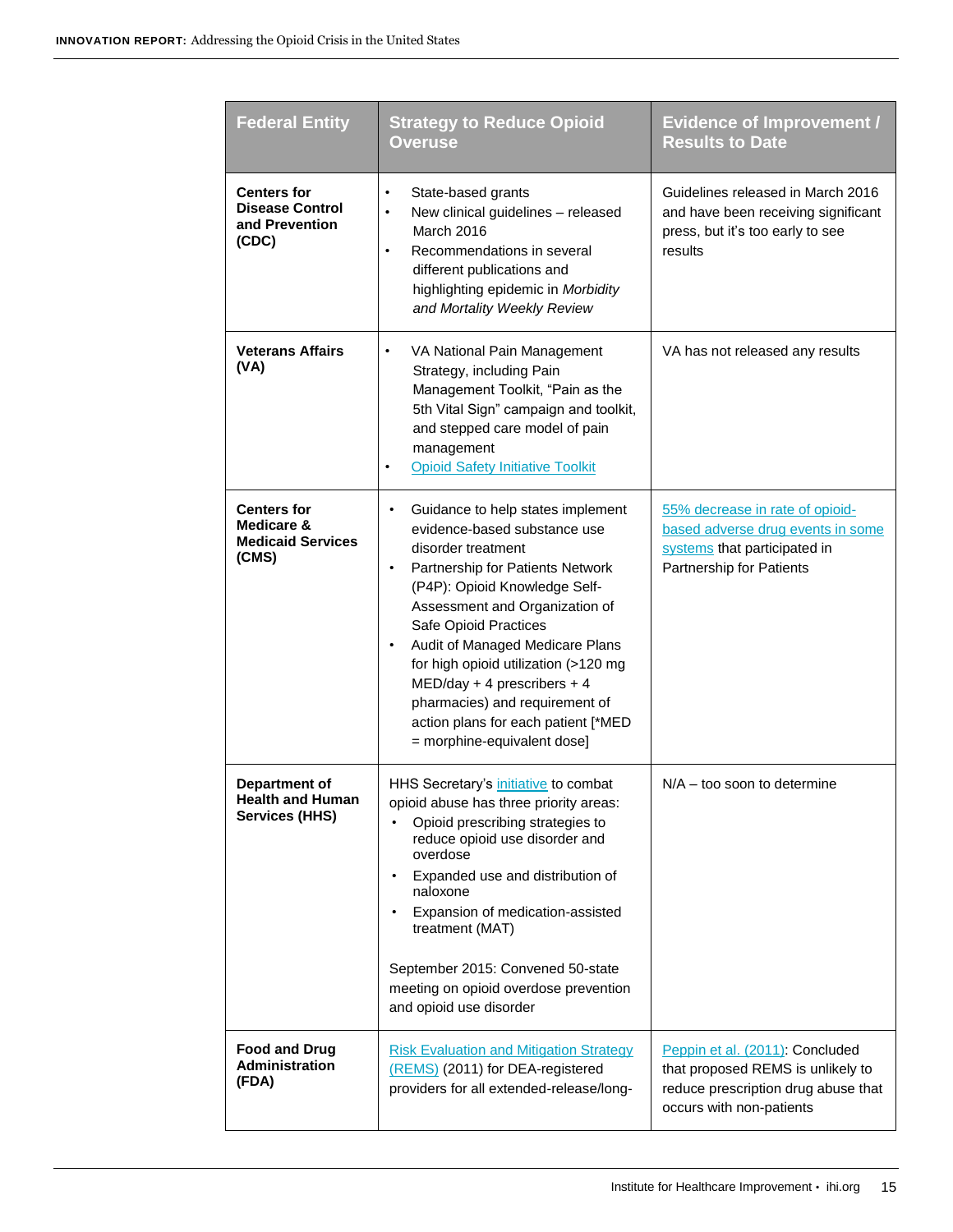| Federal Entity | Strategy to Reduce Opioid Overuse | Evidence of Improvement / Results to Date |
|---|---|---|
| **Centers for Disease Control and Prevention (CDC)** | • State-based grants<br>• New clinical guidelines – released March 2016<br>• Recommendations in several different publications and highlighting epidemic in *Morbidity and Mortality Weekly Review* | Guidelines released in March 2016 and have been receiving significant press, but it's too early to see results |
| **Veterans Affairs (VA)** | • VA National Pain Management Strategy, including Pain Management Toolkit, "Pain as the 5th Vital Sign" campaign and toolkit, and stepped care model of pain management<br>• Opioid Safety Initiative Toolkit | VA has not released any results |
| **Centers for Medicare & Medicaid Services (CMS)** | • Guidance to help states implement evidence-based substance use disorder treatment<br>• Partnership for Patients Network (P4P): Opioid Knowledge Self-Assessment and Organization of Safe Opioid Practices<br>• Audit of Managed Medicare Plans for high opioid utilization (>120 mg MED/day + 4 prescribers + 4 pharmacies) and requirement of action plans for each patient [*MED = morphine-equivalent dose] | 55% decrease in rate of opioid-based adverse drug events in some systems that participated in Partnership for Patients |
| **Department of Health and Human Services (HHS)** | HHS Secretary's initiative to combat opioid abuse has three priority areas:<br>• Opioid prescribing strategies to reduce opioid use disorder and overdose<br>• Expanded use and distribution of naloxone<br>• Expansion of medication-assisted treatment (MAT)<br><br>September 2015: Convened 50-state meeting on opioid overdose prevention and opioid use disorder | N/A – too soon to determine |
| **Food and Drug Administration (FDA)** | Risk Evaluation and Mitigation Strategy (REMS) (2011) for DEA-registered providers for all extended-release/long- | Peppin et al. (2011): Concluded that proposed REMS is unlikely to reduce prescription drug abuse that occurs with non-patients |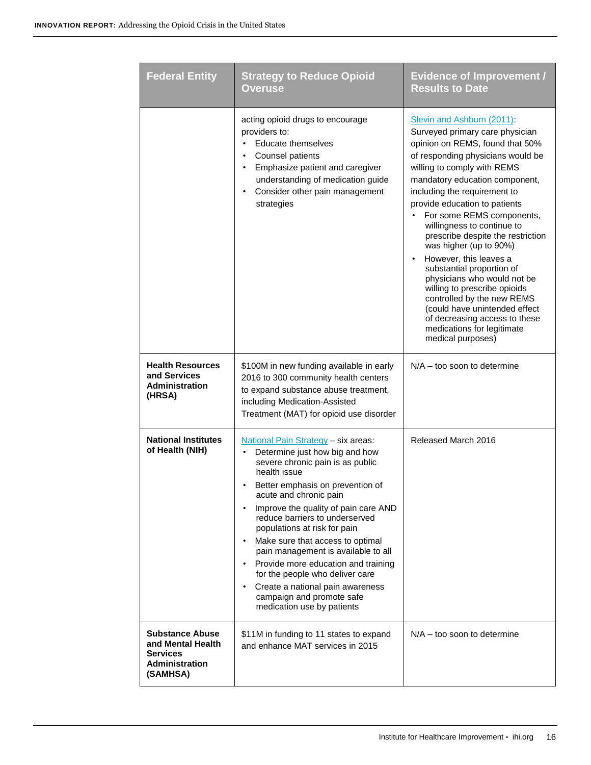| Federal Entity | Strategy to Reduce Opioid Overuse | Evidence of Improvement / Results to Date |
|---|---|---|
| | acting opioid drugs to encourage providers to:<br>• Educate themselves<br>• Counsel patients<br>• Emphasize patient and caregiver understanding of medication guide<br>• Consider other pain management strategies | Slevin and Ashburn (2011): Surveyed primary care physician opinion on REMS, found that 50% of responding physicians would be willing to comply with REMS mandatory education component, including the requirement to provide education to patients<br>• For some REMS components, willingness to continue to prescribe despite the restriction was higher (up to 90%)<br>• However, this leaves a substantial proportion of physicians who would not be willing to prescribe opioids controlled by the new REMS (could have unintended effect of decreasing access to these medications for legitimate medical purposes) |
| **Health Resources and Services Administration (HRSA)** | $100M in new funding available in early 2016 to 300 community health centers to expand substance abuse treatment, including Medication-Assisted Treatment (MAT) for opioid use disorder | N/A – too soon to determine |
| **National Institutes of Health (NIH)** | National Pain Strategy – six areas:<br>• Determine just how big and how severe chronic pain is as public health issue<br>• Better emphasis on prevention of acute and chronic pain<br>• Improve the quality of pain care AND reduce barriers to underserved populations at risk for pain<br>• Make sure that access to optimal pain management is available to all<br>• Provide more education and training for the people who deliver care<br>• Create a national pain awareness campaign and promote safe medication use by patients | Released March 2016 |
| **Substance Abuse and Mental Health Services Administration (SAMHSA)** | $11M in funding to 11 states to expand and enhance MAT services in 2015 | N/A – too soon to determine |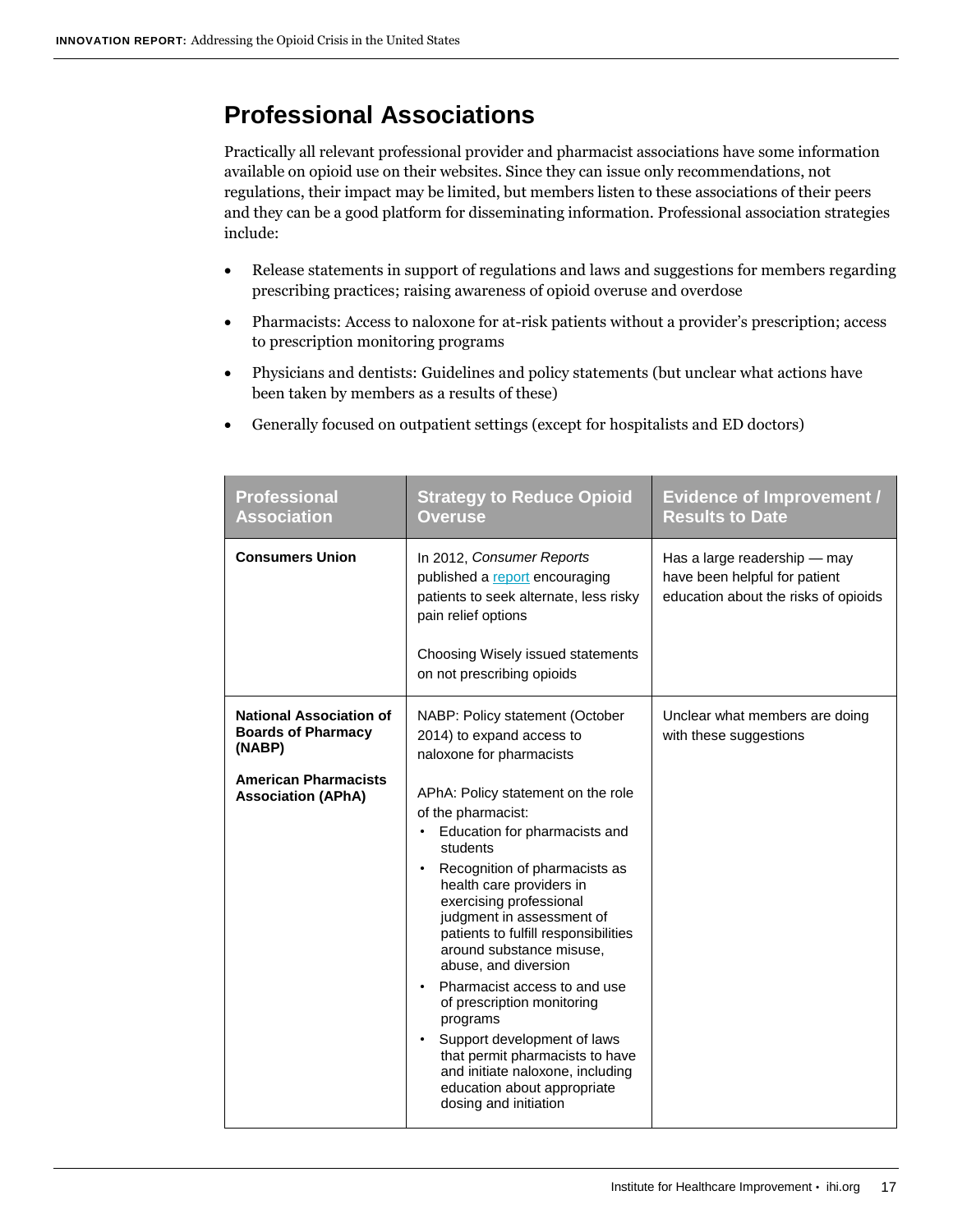## Professional Associations

Practically all relevant professional provider and pharmacist associations have some information available on opioid use on their websites. Since they can issue only recommendations, not regulations, their impact may be limited, but members listen to these associations of their peers and they can be a good platform for disseminating information. Professional association strategies include:

- Release statements in support of regulations and laws and suggestions for members regarding prescribing practices; raising awareness of opioid overuse and overdose
- Pharmacists: Access to naloxone for at-risk patients without a provider's prescription; access to prescription monitoring programs
- Physicians and dentists: Guidelines and policy statements (but unclear what actions have been taken by members as a results of these)
- Generally focused on outpatient settings (except for hospitalists and ED doctors)

| Professional Association | Strategy to Reduce Opioid Overuse | Evidence of Improvement / Results to Date |
| --- | --- | --- |
| **Consumers Union** | In 2012, *Consumer Reports* published a report encouraging patients to seek alternate, less risky pain relief options<br><br>Choosing Wisely issued statements on not prescribing opioids | Has a large readership — may have been helpful for patient education about the risks of opioids |
| **National Association of Boards of Pharmacy (NABP)**<br><br>**American Pharmacists Association (APhA)** | NABP: Policy statement (October 2014) to expand access to naloxone for pharmacists<br><br>APhA: Policy statement on the role of the pharmacist:<br>• Education for pharmacists and students<br>• Recognition of pharmacists as health care providers in exercising professional judgment in assessment of patients to fulfill responsibilities around substance misuse, abuse, and diversion<br>• Pharmacist access to and use of prescription monitoring programs<br>• Support development of laws that permit pharmacists to have and initiate naloxone, including education about appropriate dosing and initiation | Unclear what members are doing with these suggestions |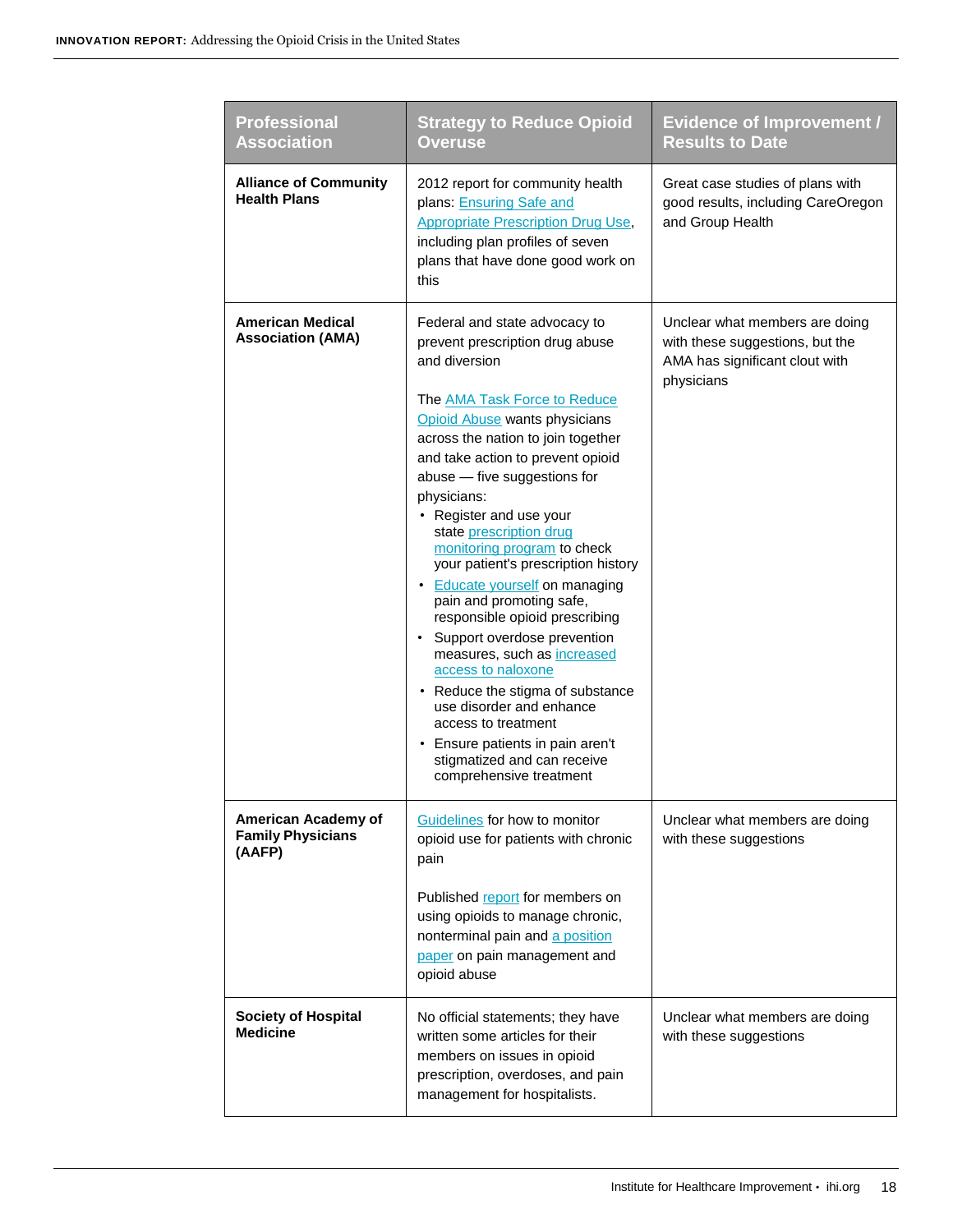| Professional Association | Strategy to Reduce Opioid Overuse | Evidence of Improvement / Results to Date |
|---|---|---|
| **Alliance of Community Health Plans** | 2012 report for community health plans: Ensuring Safe and Appropriate Prescription Drug Use, including plan profiles of seven plans that have done good work on this | Great case studies of plans with good results, including CareOregon and Group Health |
| **American Medical Association (AMA)** | Federal and state advocacy to prevent prescription drug abuse and diversion<br><br>The AMA Task Force to Reduce Opioid Abuse wants physicians across the nation to join together and take action to prevent opioid abuse — five suggestions for physicians:<br>• Register and use your state prescription drug monitoring program to check your patient's prescription history<br>• Educate yourself on managing pain and promoting safe, responsible opioid prescribing<br>• Support overdose prevention measures, such as increased access to naloxone<br>• Reduce the stigma of substance use disorder and enhance access to treatment<br>• Ensure patients in pain aren't stigmatized and can receive comprehensive treatment | Unclear what members are doing with these suggestions, but the AMA has significant clout with physicians |
| **American Academy of Family Physicians (AAFP)** | Guidelines for how to monitor opioid use for patients with chronic pain<br><br>Published report for members on using opioids to manage chronic, nonterminal pain and a position paper on pain management and opioid abuse | Unclear what members are doing with these suggestions |
| **Society of Hospital Medicine** | No official statements; they have written some articles for their members on issues in opioid prescription, overdoses, and pain management for hospitalists. | Unclear what members are doing with these suggestions |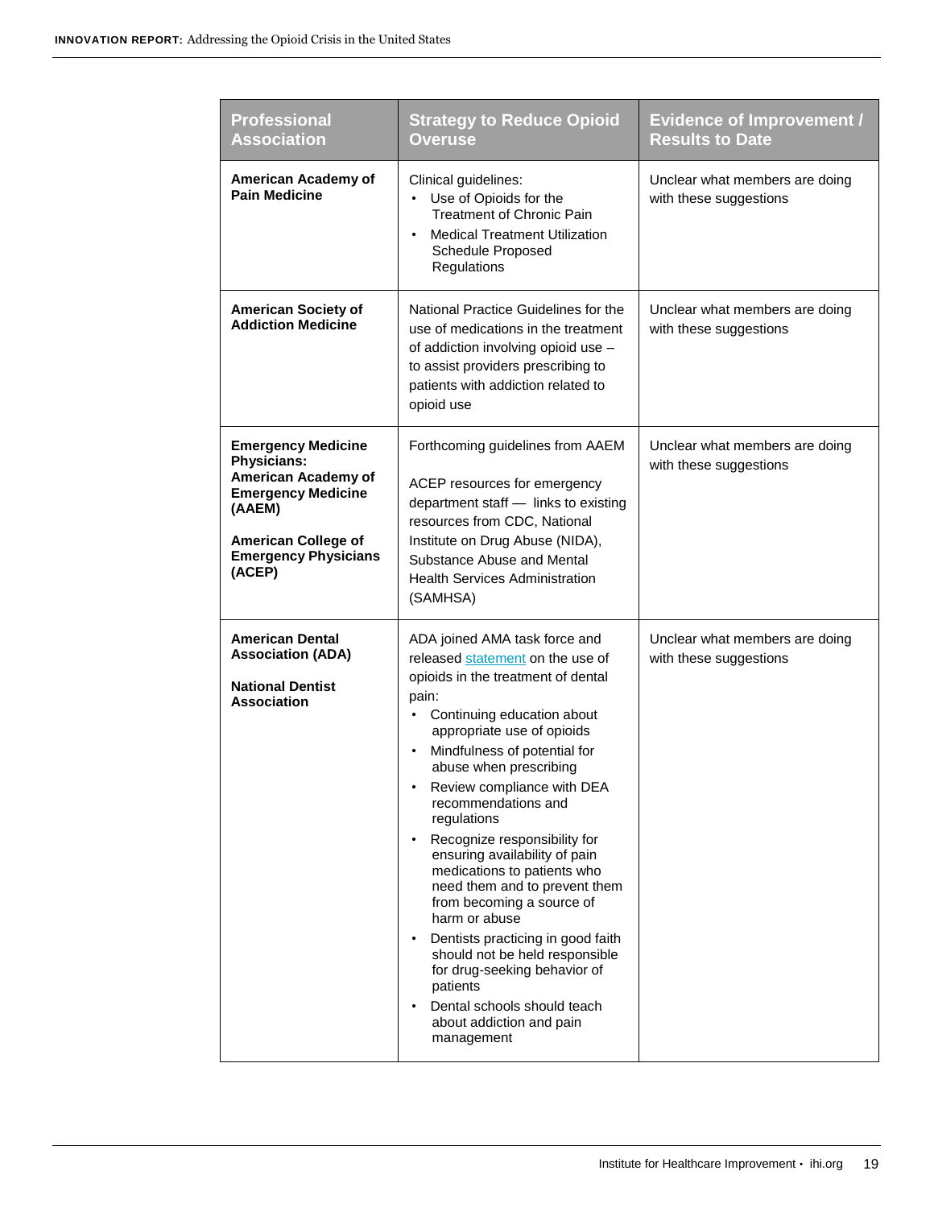| Professional Association | Strategy to Reduce Opioid Overuse | Evidence of Improvement / Results to Date |
| --- | --- | --- |
| **American Academy of Pain Medicine** | Clinical guidelines:<br>• Use of Opioids for the Treatment of Chronic Pain<br>• Medical Treatment Utilization Schedule Proposed Regulations | Unclear what members are doing with these suggestions |
| **American Society of Addiction Medicine** | National Practice Guidelines for the use of medications in the treatment of addiction involving opioid use – to assist providers prescribing to patients with addiction related to opioid use | Unclear what members are doing with these suggestions |
| **Emergency Medicine Physicians: American Academy of Emergency Medicine (AAEM)**<br><br>**American College of Emergency Physicians (ACEP)** | Forthcoming guidelines from AAEM<br><br>ACEP resources for emergency department staff — links to existing resources from CDC, National Institute on Drug Abuse (NIDA), Substance Abuse and Mental Health Services Administration (SAMHSA) | Unclear what members are doing with these suggestions |
| **American Dental Association (ADA)**<br><br>**National Dentist Association** | ADA joined AMA task force and released statement on the use of opioids in the treatment of dental pain:<br>• Continuing education about appropriate use of opioids<br>• Mindfulness of potential for abuse when prescribing<br>• Review compliance with DEA recommendations and regulations<br>• Recognize responsibility for ensuring availability of pain medications to patients who need them and to prevent them from becoming a source of harm or abuse<br>• Dentists practicing in good faith should not be held responsible for drug-seeking behavior of patients<br>• Dental schools should teach about addiction and pain management | Unclear what members are doing with these suggestions |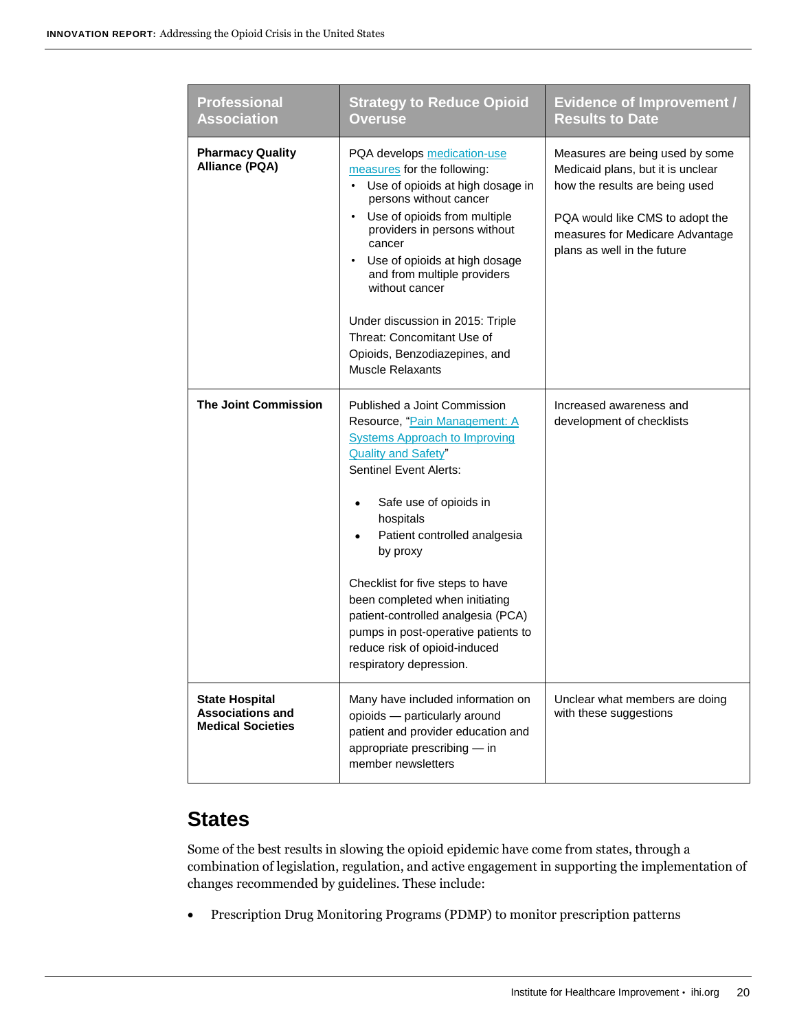| Professional Association | Strategy to Reduce Opioid Overuse | Evidence of Improvement / Results to Date |
|---|---|---|
| **Pharmacy Quality Alliance (PQA)** | PQA develops medication-use measures for the following:<br>• Use of opioids at high dosage in persons without cancer<br>• Use of opioids from multiple providers in persons without cancer<br>• Use of opioids at high dosage and from multiple providers without cancer<br><br>Under discussion in 2015: Triple Threat: Concomitant Use of Opioids, Benzodiazepines, and Muscle Relaxants | Measures are being used by some Medicaid plans, but it is unclear how the results are being used<br><br>PQA would like CMS to adopt the measures for Medicare Advantage plans as well in the future |
| **The Joint Commission** | Published a Joint Commission Resource, "Pain Management: A Systems Approach to Improving Quality and Safety"<br>Sentinel Event Alerts:<br>• Safe use of opioids in hospitals<br>• Patient controlled analgesia by proxy<br><br>Checklist for five steps to have been completed when initiating patient-controlled analgesia (PCA) pumps in post-operative patients to reduce risk of opioid-induced respiratory depression. | Increased awareness and development of checklists |
| **State Hospital Associations and Medical Societies** | Many have included information on opioids — particularly around patient and provider education and appropriate prescribing — in member newsletters | Unclear what members are doing with these suggestions |

## States

Some of the best results in slowing the opioid epidemic have come from states, through a combination of legislation, regulation, and active engagement in supporting the implementation of changes recommended by guidelines. These include:

- Prescription Drug Monitoring Programs (PDMP) to monitor prescription patterns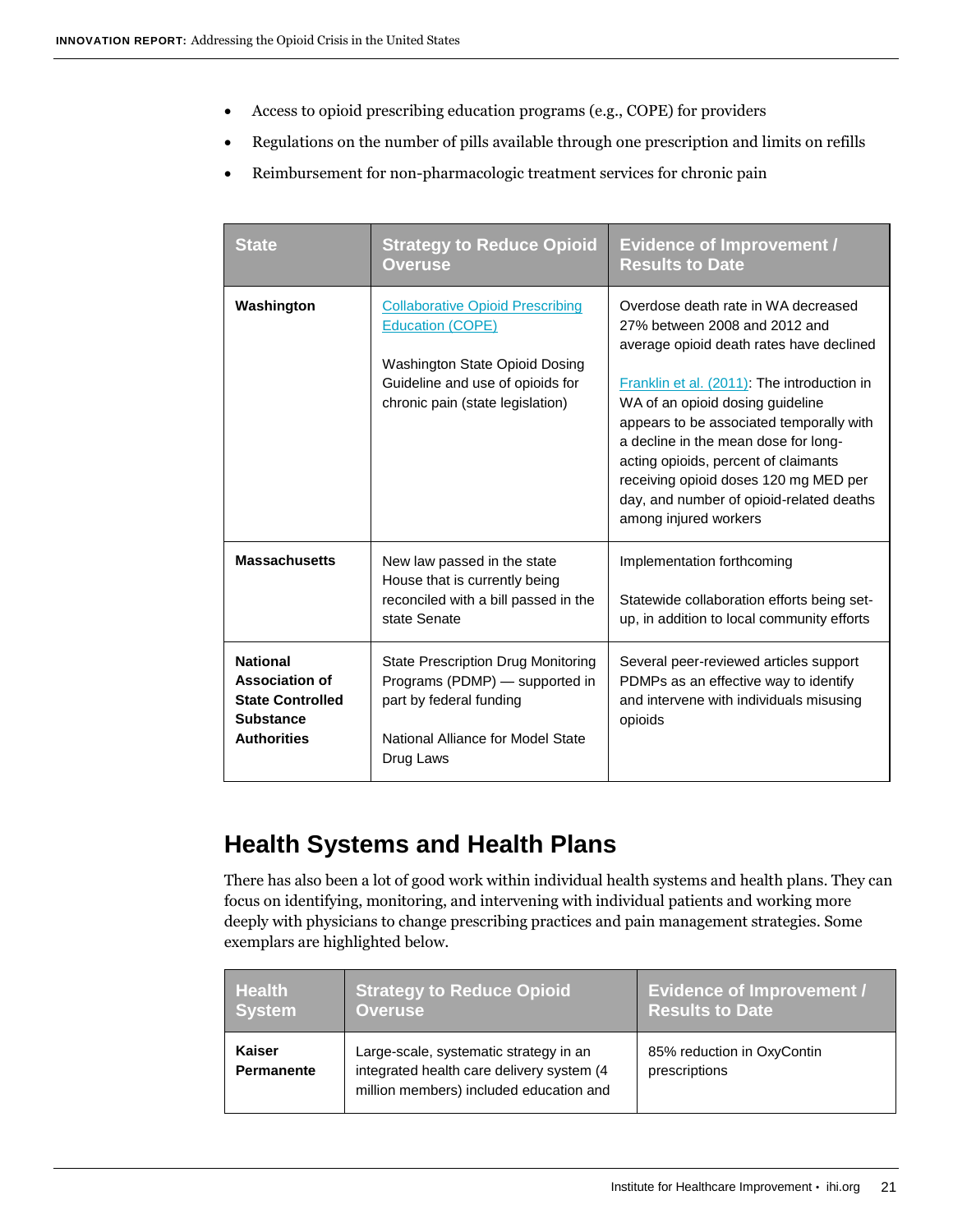- Access to opioid prescribing education programs (e.g., COPE) for providers
- Regulations on the number of pills available through one prescription and limits on refills
- Reimbursement for non-pharmacologic treatment services for chronic pain

| State | Strategy to Reduce Opioid Overuse | Evidence of Improvement / Results to Date |
|---|---|---|
| **Washington** | Collaborative Opioid Prescribing Education (COPE)<br><br>Washington State Opioid Dosing Guideline and use of opioids for chronic pain (state legislation) | Overdose death rate in WA decreased 27% between 2008 and 2012 and average opioid death rates have declined<br><br>Franklin et al. (2011): The introduction in WA of an opioid dosing guideline appears to be associated temporally with a decline in the mean dose for long-acting opioids, percent of claimants receiving opioid doses 120 mg MED per day, and number of opioid-related deaths among injured workers |
| **Massachusetts** | New law passed in the state House that is currently being reconciled with a bill passed in the state Senate | Implementation forthcoming<br><br>Statewide collaboration efforts being set-up, in addition to local community efforts |
| **National Association of State Controlled Substance Authorities** | State Prescription Drug Monitoring Programs (PDMP) — supported in part by federal funding<br><br>National Alliance for Model State Drug Laws | Several peer-reviewed articles support PDMPs as an effective way to identify and intervene with individuals misusing opioids |

## Health Systems and Health Plans

There has also been a lot of good work within individual health systems and health plans. They can focus on identifying, monitoring, and intervening with individual patients and working more deeply with physicians to change prescribing practices and pain management strategies. Some exemplars are highlighted below.

| Health System | Strategy to Reduce Opioid Overuse | Evidence of Improvement / Results to Date |
|---|---|---|
| **Kaiser Permanente** | Large-scale, systematic strategy in an integrated health care delivery system (4 million members) included education and | 85% reduction in OxyContin prescriptions |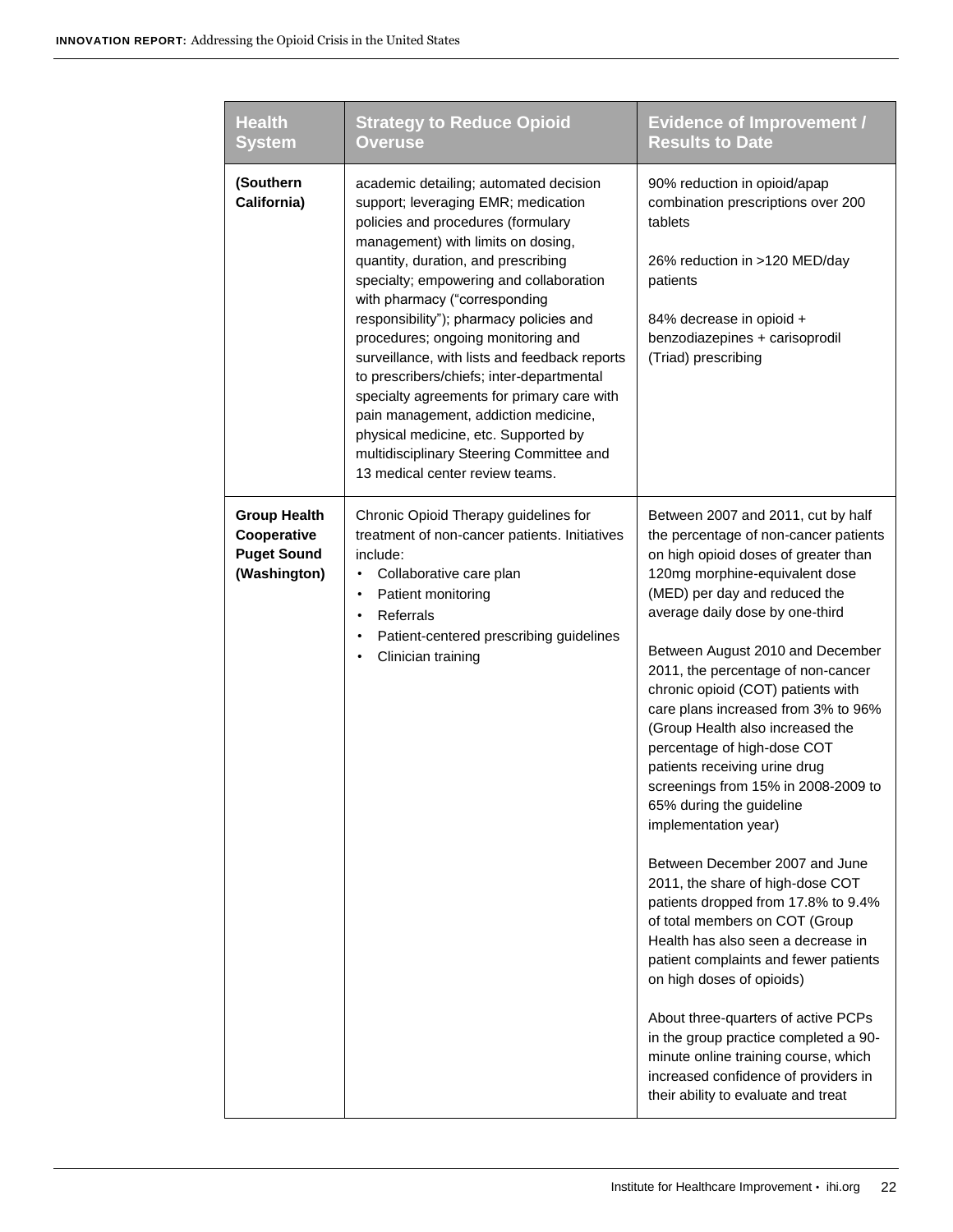| Health System | Strategy to Reduce Opioid Overuse | Evidence of Improvement / Results to Date |
|---|---|---|
| **(Southern California)** | academic detailing; automated decision support; leveraging EMR; medication policies and procedures (formulary management) with limits on dosing, quantity, duration, and prescribing specialty; empowering and collaboration with pharmacy ("corresponding responsibility"); pharmacy policies and procedures; ongoing monitoring and surveillance, with lists and feedback reports to prescribers/chiefs; inter-departmental specialty agreements for primary care with pain management, addiction medicine, physical medicine, etc. Supported by multidisciplinary Steering Committee and 13 medical center review teams. | 90% reduction in opioid/apap combination prescriptions over 200 tablets<br><br>26% reduction in >120 MED/day patients<br><br>84% decrease in opioid + benzodiazepines + carisoprodil (Triad) prescribing |
| **Group Health Cooperative Puget Sound (Washington)** | Chronic Opioid Therapy guidelines for treatment of non-cancer patients. Initiatives include:<br>• Collaborative care plan<br>• Patient monitoring<br>• Referrals<br>• Patient-centered prescribing guidelines<br>• Clinician training | Between 2007 and 2011, cut by half the percentage of non-cancer patients on high opioid doses of greater than 120mg morphine-equivalent dose (MED) per day and reduced the average daily dose by one-third<br><br>Between August 2010 and December 2011, the percentage of non-cancer chronic opioid (COT) patients with care plans increased from 3% to 96% (Group Health also increased the percentage of high-dose COT patients receiving urine drug screenings from 15% in 2008-2009 to 65% during the guideline implementation year)<br><br>Between December 2007 and June 2011, the share of high-dose COT patients dropped from 17.8% to 9.4% of total members on COT (Group Health has also seen a decrease in patient complaints and fewer patients on high doses of opioids)<br><br>About three-quarters of active PCPs in the group practice completed a 90-minute online training course, which increased confidence of providers in their ability to evaluate and treat |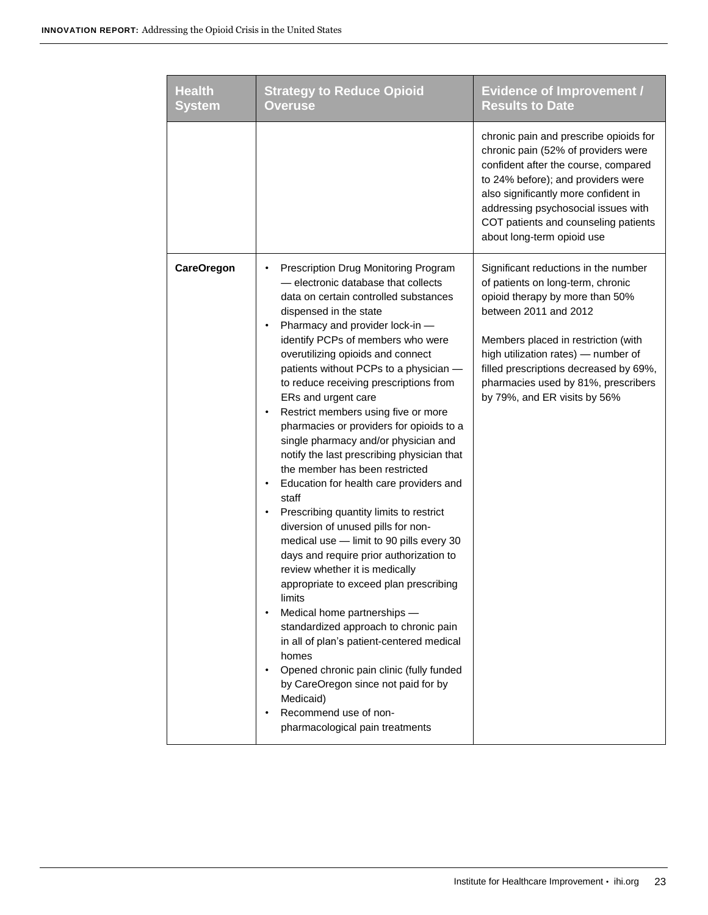| Health System | Strategy to Reduce Opioid Overuse | Evidence of Improvement / Results to Date |
|---|---|---|
| | | chronic pain and prescribe opioids for chronic pain (52% of providers were confident after the course, compared to 24% before); and providers were also significantly more confident in addressing psychosocial issues with COT patients and counseling patients about long-term opioid use |
| **CareOregon** | • Prescription Drug Monitoring Program — electronic database that collects data on certain controlled substances dispensed in the state<br>• Pharmacy and provider lock-in — identify PCPs of members who were overutilizing opioids and connect patients without PCPs to a physician — to reduce receiving prescriptions from ERs and urgent care<br>• Restrict members using five or more pharmacies or providers for opioids to a single pharmacy and/or physician and notify the last prescribing physician that the member has been restricted<br>• Education for health care providers and staff<br>• Prescribing quantity limits to restrict diversion of unused pills for non-medical use — limit to 90 pills every 30 days and require prior authorization to review whether it is medically appropriate to exceed plan prescribing limits<br>• Medical home partnerships — standardized approach to chronic pain in all of plan's patient-centered medical homes<br>• Opened chronic pain clinic (fully funded by CareOregon since not paid for by Medicaid)<br>• Recommend use of non-pharmacological pain treatments | Significant reductions in the number of patients on long-term, chronic opioid therapy by more than 50% between 2011 and 2012<br><br>Members placed in restriction (with high utilization rates) — number of filled prescriptions decreased by 69%, pharmacies used by 81%, prescribers by 79%, and ER visits by 56% |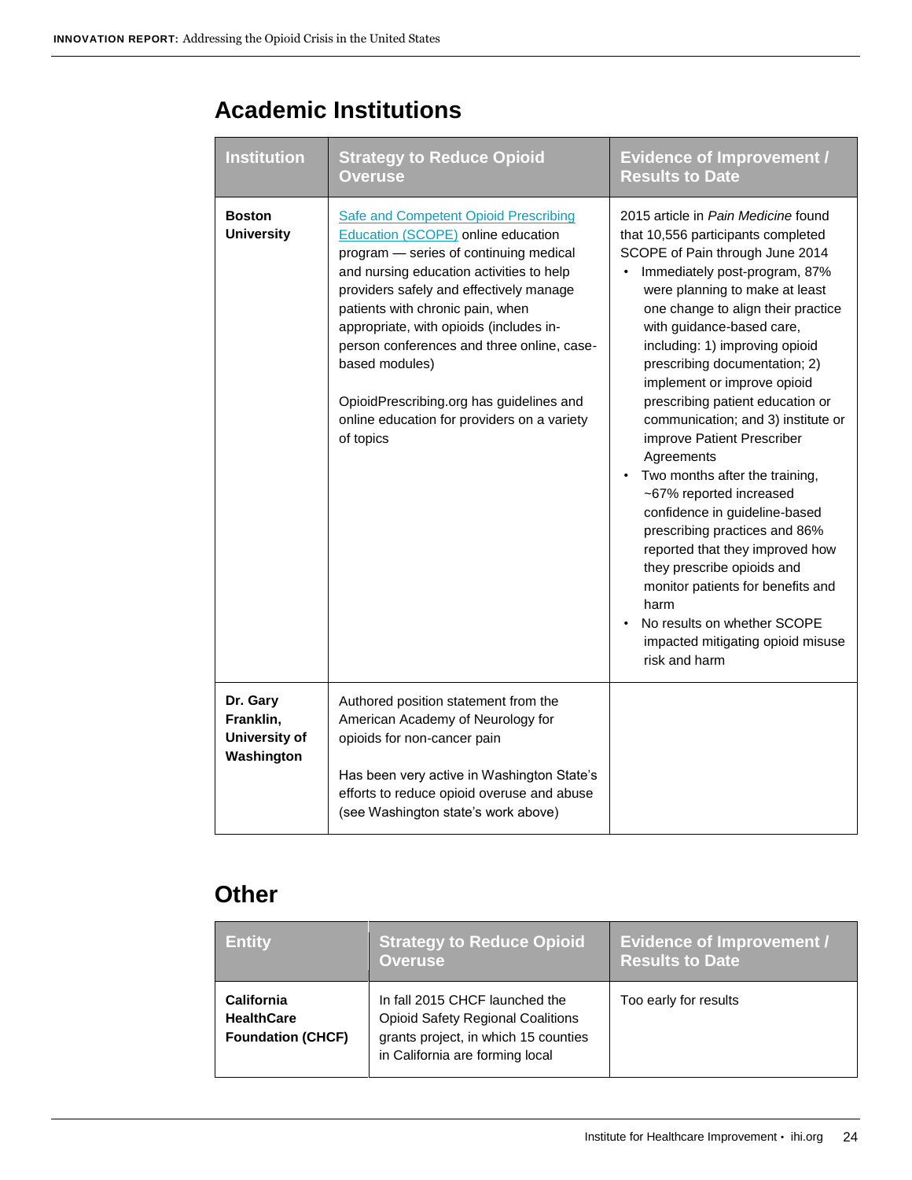## Academic Institutions

| Institution | Strategy to Reduce Opioid Overuse | Evidence of Improvement / Results to Date |
|---|---|---|
| **Boston University** | Safe and Competent Opioid Prescribing Education (SCOPE) online education program — series of continuing medical and nursing education activities to help providers safely and effectively manage patients with chronic pain, when appropriate, with opioids (includes in-person conferences and three online, case-based modules)<br><br>OpioidPrescribing.org has guidelines and online education for providers on a variety of topics | 2015 article in *Pain Medicine* found that 10,556 participants completed SCOPE of Pain through June 2014<br>• Immediately post-program, 87% were planning to make at least one change to align their practice with guidance-based care, including: 1) improving opioid prescribing documentation; 2) implement or improve opioid prescribing patient education or communication; and 3) institute or improve Patient Prescriber Agreements<br>• Two months after the training, ~67% reported increased confidence in guideline-based prescribing practices and 86% reported that they improved how they prescribe opioids and monitor patients for benefits and harm<br>• No results on whether SCOPE impacted mitigating opioid misuse risk and harm |
| **Dr. Gary Franklin, University of Washington** | Authored position statement from the American Academy of Neurology for opioids for non-cancer pain<br><br>Has been very active in Washington State's efforts to reduce opioid overuse and abuse (see Washington state's work above) | |

## Other

| Entity | Strategy to Reduce Opioid Overuse | Evidence of Improvement / Results to Date |
|---|---|---|
| **California HealthCare Foundation (CHCF)** | In fall 2015 CHCF launched the Opioid Safety Regional Coalitions grants project, in which 15 counties in California are forming local | Too early for results |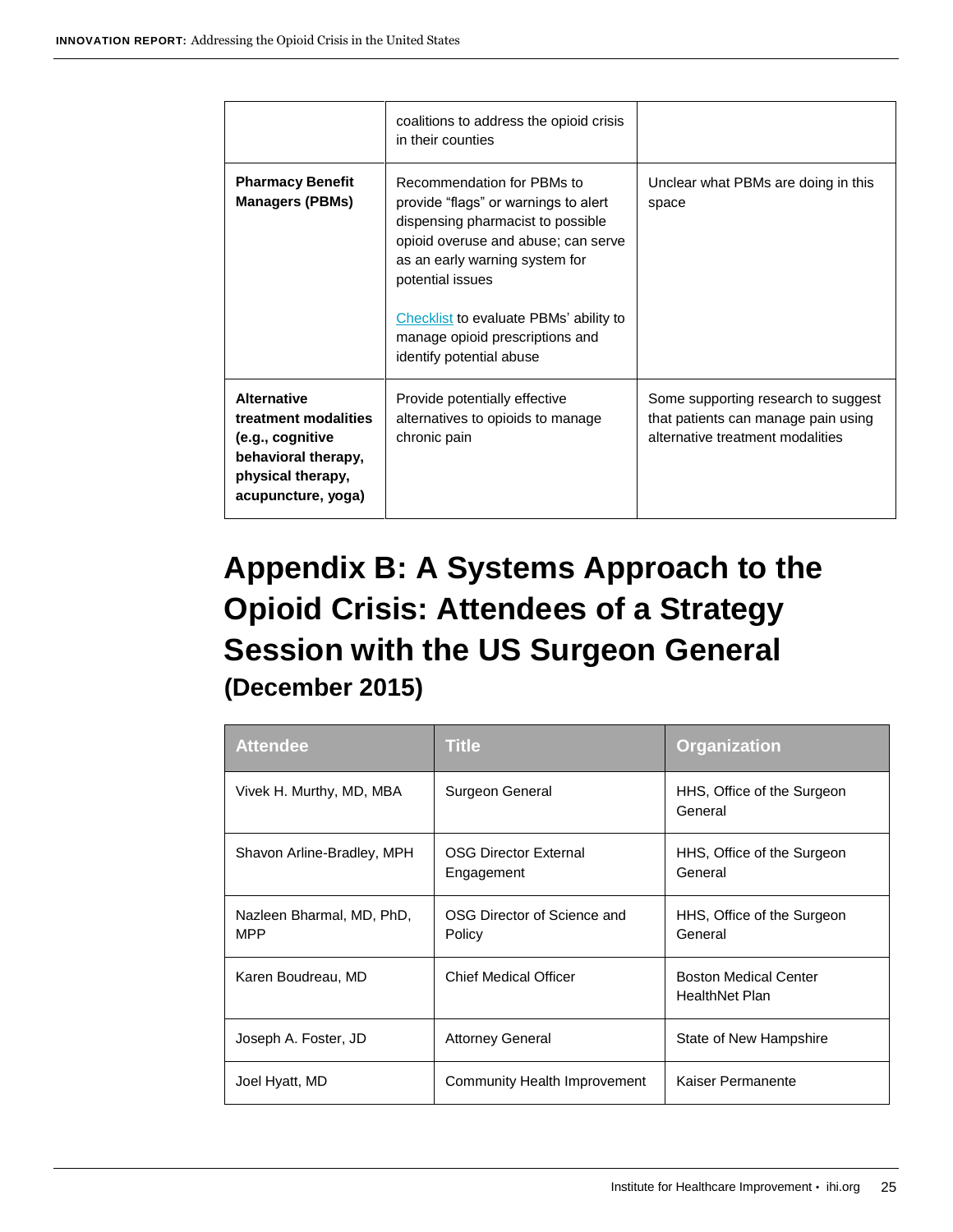|  | coalitions to address the opioid crisis in their counties |  |
| --- | --- | --- |
| **Pharmacy Benefit Managers (PBMs)** | Recommendation for PBMs to provide "flags" or warnings to alert dispensing pharmacist to possible opioid overuse and abuse; can serve as an early warning system for potential issues<br><br>Checklist to evaluate PBMs' ability to manage opioid prescriptions and identify potential abuse | Unclear what PBMs are doing in this space |
| **Alternative treatment modalities (e.g., cognitive behavioral therapy, physical therapy, acupuncture, yoga)** | Provide potentially effective alternatives to opioids to manage chronic pain | Some supporting research to suggest that patients can manage pain using alternative treatment modalities |

# Appendix B: A Systems Approach to the Opioid Crisis: Attendees of a Strategy Session with the US Surgeon General (December 2015)

| Attendee | Title | Organization |
| --- | --- | --- |
| Vivek H. Murthy, MD, MBA | Surgeon General | HHS, Office of the Surgeon General |
| Shavon Arline-Bradley, MPH | OSG Director External Engagement | HHS, Office of the Surgeon General |
| Nazleen Bharmal, MD, PhD, MPP | OSG Director of Science and Policy | HHS, Office of the Surgeon General |
| Karen Boudreau, MD | Chief Medical Officer | Boston Medical Center HealthNet Plan |
| Joseph A. Foster, JD | Attorney General | State of New Hampshire |
| Joel Hyatt, MD | Community Health Improvement | Kaiser Permanente |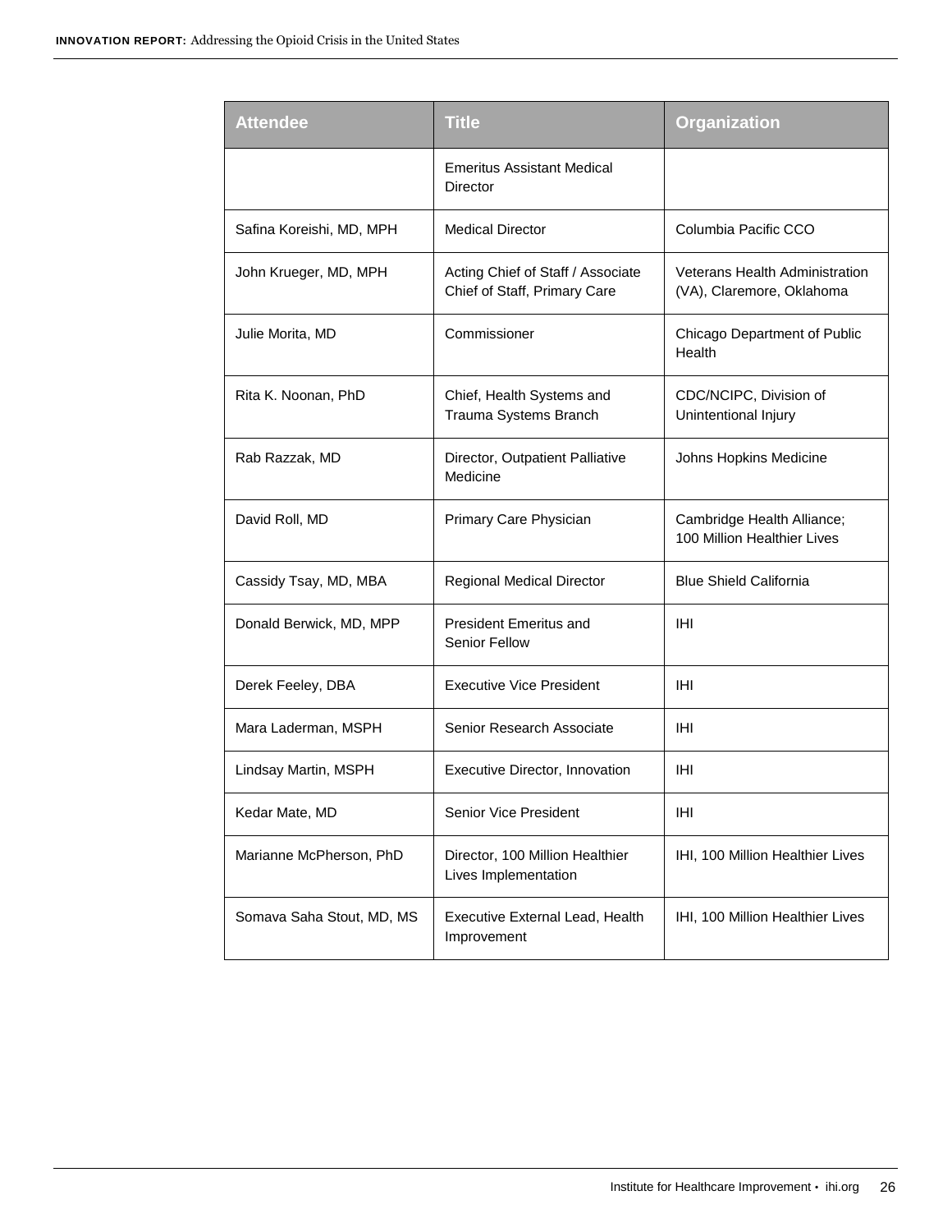| Attendee | Title | Organization |
|---|---|---|
| | Emeritus Assistant Medical Director | |
| Safina Koreishi, MD, MPH | Medical Director | Columbia Pacific CCO |
| John Krueger, MD, MPH | Acting Chief of Staff / Associate Chief of Staff, Primary Care | Veterans Health Administration (VA), Claremore, Oklahoma |
| Julie Morita, MD | Commissioner | Chicago Department of Public Health |
| Rita K. Noonan, PhD | Chief, Health Systems and Trauma Systems Branch | CDC/NCIPC, Division of Unintentional Injury |
| Rab Razzak, MD | Director, Outpatient Palliative Medicine | Johns Hopkins Medicine |
| David Roll, MD | Primary Care Physician | Cambridge Health Alliance; 100 Million Healthier Lives |
| Cassidy Tsay, MD, MBA | Regional Medical Director | Blue Shield California |
| Donald Berwick, MD, MPP | President Emeritus and Senior Fellow | IHI |
| Derek Feeley, DBA | Executive Vice President | IHI |
| Mara Laderman, MSPH | Senior Research Associate | IHI |
| Lindsay Martin, MSPH | Executive Director, Innovation | IHI |
| Kedar Mate, MD | Senior Vice President | IHI |
| Marianne McPherson, PhD | Director, 100 Million Healthier Lives Implementation | IHI, 100 Million Healthier Lives |
| Somava Saha Stout, MD, MS | Executive External Lead, Health Improvement | IHI, 100 Million Healthier Lives |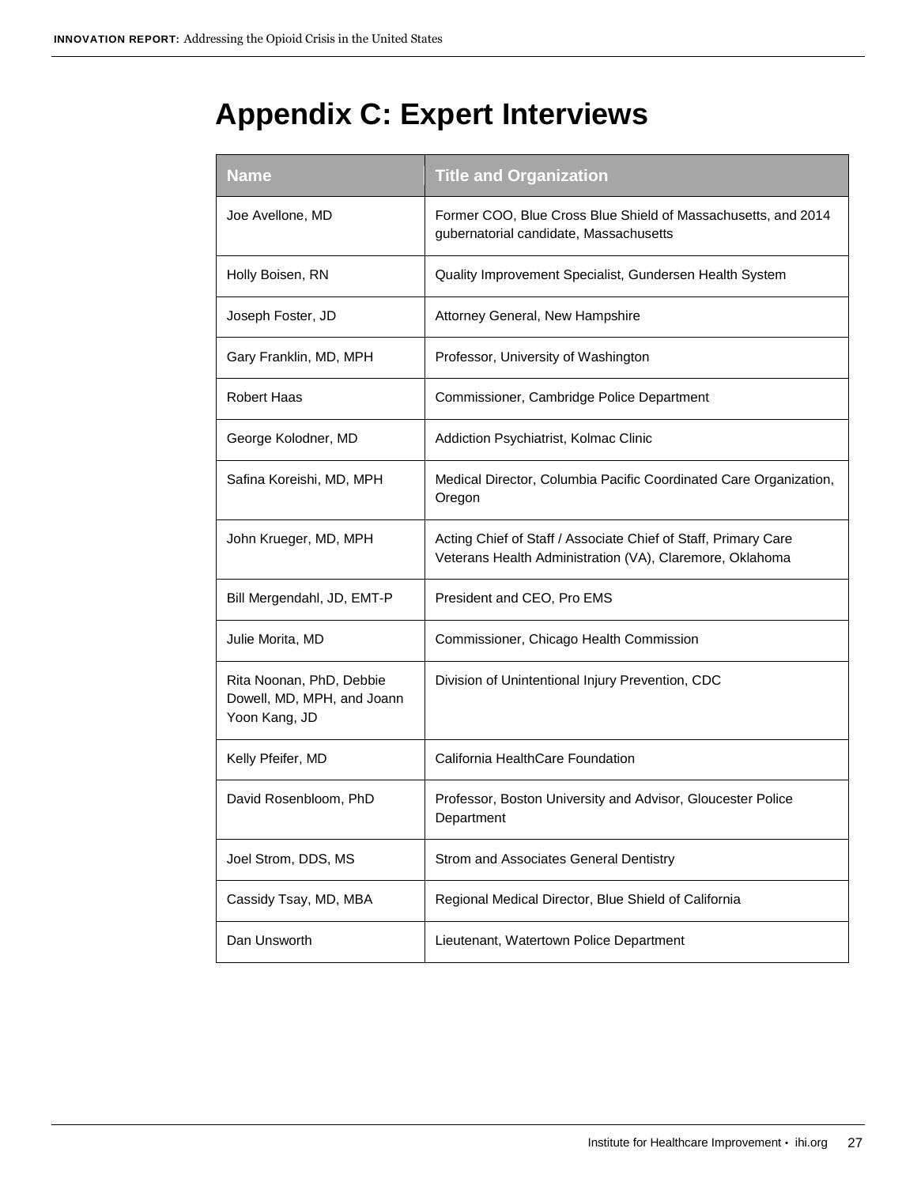# Appendix C: Expert Interviews

| Name | Title and Organization |
|---|---|
| Joe Avellone, MD | Former COO, Blue Cross Blue Shield of Massachusetts, and 2014 gubernatorial candidate, Massachusetts |
| Holly Boisen, RN | Quality Improvement Specialist, Gundersen Health System |
| Joseph Foster, JD | Attorney General, New Hampshire |
| Gary Franklin, MD, MPH | Professor, University of Washington |
| Robert Haas | Commissioner, Cambridge Police Department |
| George Kolodner, MD | Addiction Psychiatrist, Kolmac Clinic |
| Safina Koreishi, MD, MPH | Medical Director, Columbia Pacific Coordinated Care Organization, Oregon |
| John Krueger, MD, MPH | Acting Chief of Staff / Associate Chief of Staff, Primary Care Veterans Health Administration (VA), Claremore, Oklahoma |
| Bill Mergendahl, JD, EMT-P | President and CEO, Pro EMS |
| Julie Morita, MD | Commissioner, Chicago Health Commission |
| Rita Noonan, PhD, Debbie Dowell, MD, MPH, and Joann Yoon Kang, JD | Division of Unintentional Injury Prevention, CDC |
| Kelly Pfeifer, MD | California HealthCare Foundation |
| David Rosenbloom, PhD | Professor, Boston University and Advisor, Gloucester Police Department |
| Joel Strom, DDS, MS | Strom and Associates General Dentistry |
| Cassidy Tsay, MD, MBA | Regional Medical Director, Blue Shield of California |
| Dan Unsworth | Lieutenant, Watertown Police Department |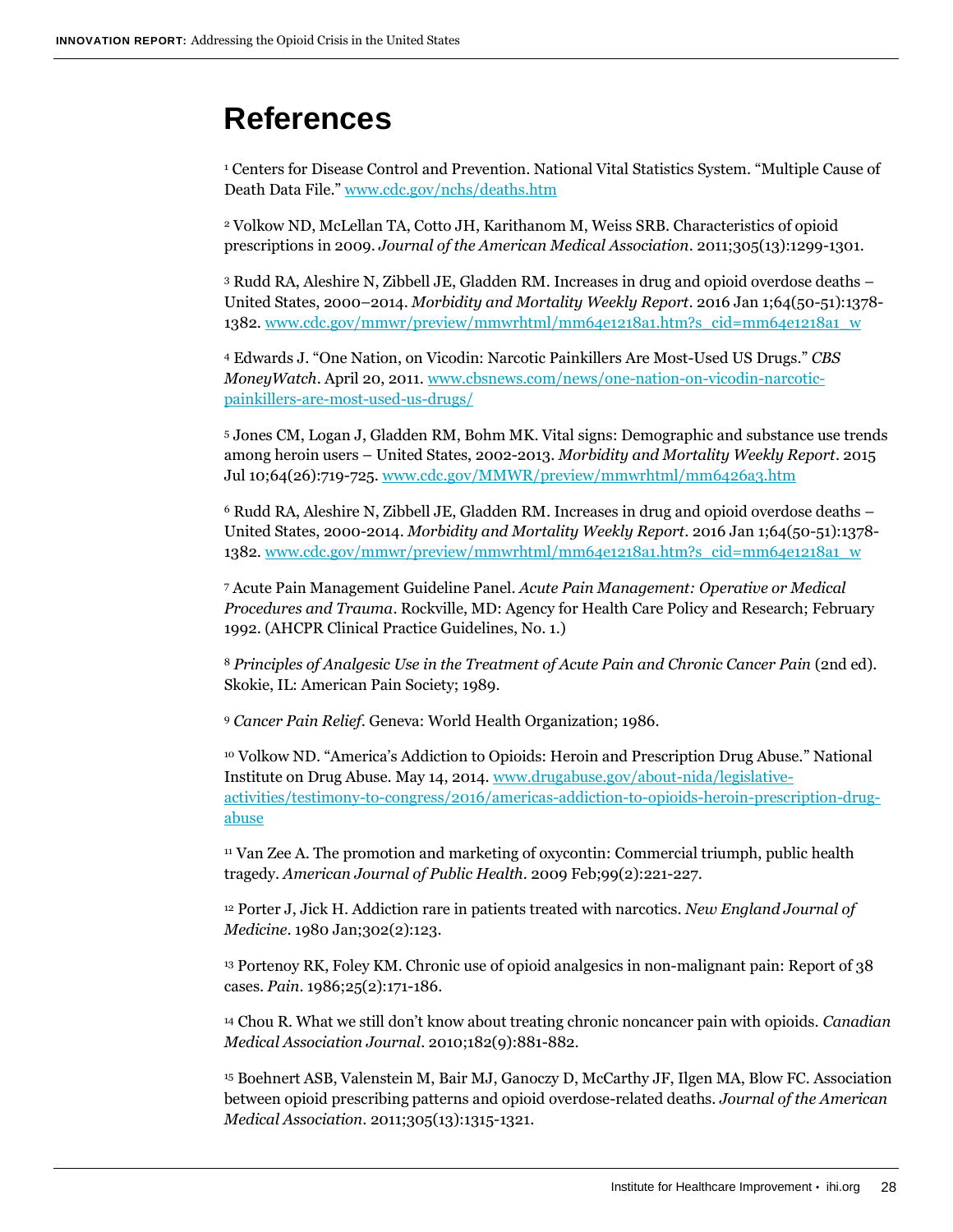# References

[1] Centers for Disease Control and Prevention. National Vital Statistics System. "Multiple Cause of Death Data File." www.cdc.gov/nchs/deaths.htm

[2] Volkow ND, McLellan TA, Cotto JH, Karithanom M, Weiss SRB. Characteristics of opioid prescriptions in 2009. *Journal of the American Medical Association*. 2011;305(13):1299-1301.

[3] Rudd RA, Aleshire N, Zibbell JE, Gladden RM. Increases in drug and opioid overdose deaths – United States, 2000–2014. *Morbidity and Mortality Weekly Report*. 2016 Jan 1;64(50-51):1378-1382. www.cdc.gov/mmwr/preview/mmwrhtml/mm64e1218a1.htm?s_cid=mm64e1218a1_w

[4] Edwards J. "One Nation, on Vicodin: Narcotic Painkillers Are Most-Used US Drugs." *CBS MoneyWatch*. April 20, 2011. www.cbsnews.com/news/one-nation-on-vicodin-narcotic-painkillers-are-most-used-us-drugs/

[5] Jones CM, Logan J, Gladden RM, Bohm MK. Vital signs: Demographic and substance use trends among heroin users – United States, 2002-2013. *Morbidity and Mortality Weekly Report*. 2015 Jul 10;64(26):719-725. www.cdc.gov/MMWR/preview/mmwrhtml/mm6426a3.htm

[6] Rudd RA, Aleshire N, Zibbell JE, Gladden RM. Increases in drug and opioid overdose deaths – United States, 2000-2014. *Morbidity and Mortality Weekly Report*. 2016 Jan 1;64(50-51):1378-1382. www.cdc.gov/mmwr/preview/mmwrhtml/mm64e1218a1.htm?s_cid=mm64e1218a1_w

[7] Acute Pain Management Guideline Panel. *Acute Pain Management: Operative or Medical Procedures and Trauma*. Rockville, MD: Agency for Health Care Policy and Research; February 1992. (AHCPR Clinical Practice Guidelines, No. 1.)

[8] *Principles of Analgesic Use in the Treatment of Acute Pain and Chronic Cancer Pain* (2nd ed). Skokie, IL: American Pain Society; 1989.

[9] *Cancer Pain Relief*. Geneva: World Health Organization; 1986.

[10] Volkow ND. "America's Addiction to Opioids: Heroin and Prescription Drug Abuse." National Institute on Drug Abuse. May 14, 2014. www.drugabuse.gov/about-nida/legislative-activities/testimony-to-congress/2016/americas-addiction-to-opioids-heroin-prescription-drug-abuse

[11] Van Zee A. The promotion and marketing of oxycontin: Commercial triumph, public health tragedy. *American Journal of Public Health*. 2009 Feb;99(2):221-227.

[12] Porter J, Jick H. Addiction rare in patients treated with narcotics. *New England Journal of Medicine*. 1980 Jan;302(2):123.

[13] Portenoy RK, Foley KM. Chronic use of opioid analgesics in non-malignant pain: Report of 38 cases. *Pain*. 1986;25(2):171-186.

[14] Chou R. What we still don't know about treating chronic noncancer pain with opioids. *Canadian Medical Association Journal*. 2010;182(9):881-882.

[15] Boehnert ASB, Valenstein M, Bair MJ, Ganoczy D, McCarthy JF, Ilgen MA, Blow FC. Association between opioid prescribing patterns and opioid overdose-related deaths. *Journal of the American Medical Association*. 2011;305(13):1315-1321.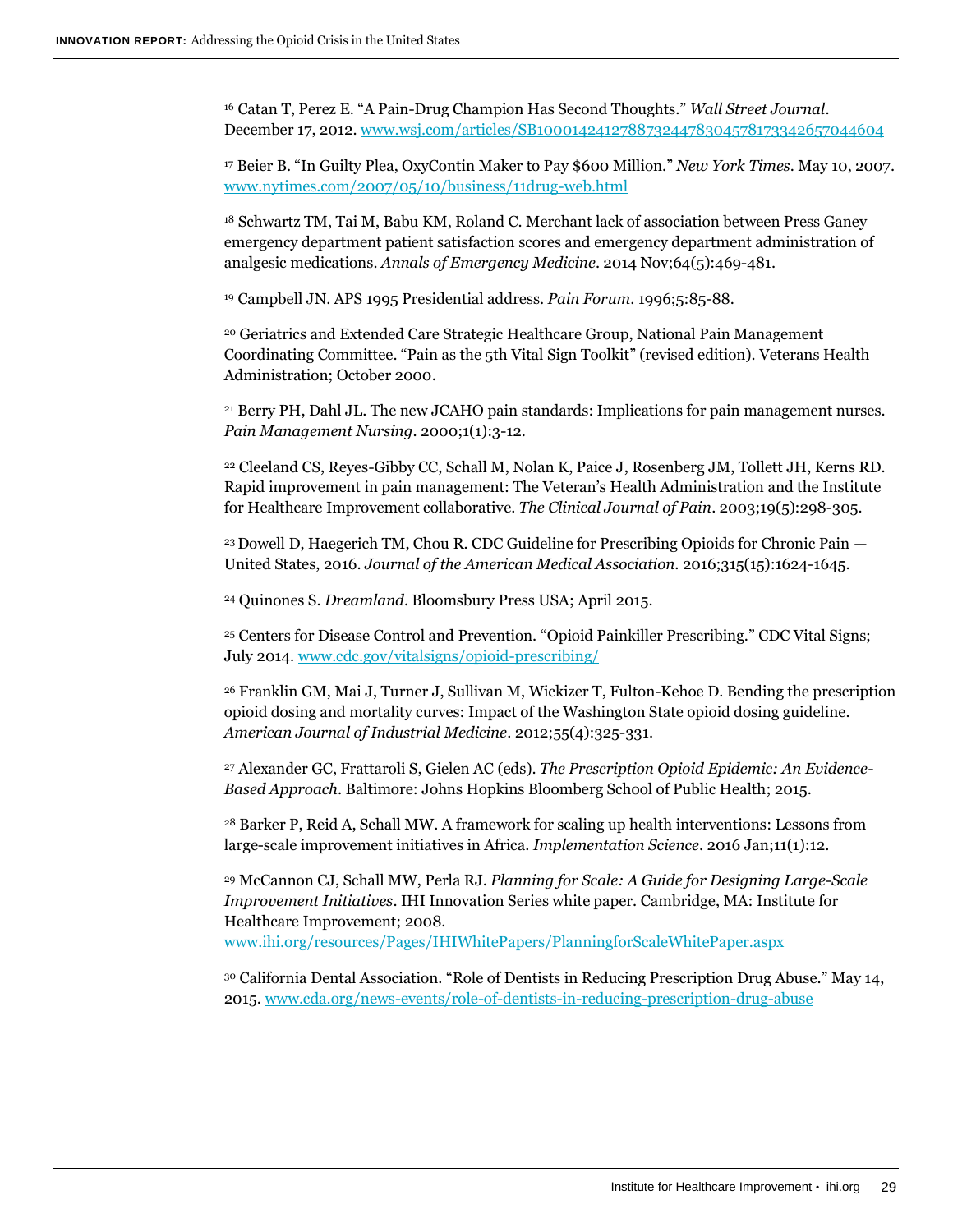[16] Catan T, Perez E. "A Pain-Drug Champion Has Second Thoughts." *Wall Street Journal*. December 17, 2012. www.wsj.com/articles/SB10001424127887324478304578173342657044604

[17] Beier B. "In Guilty Plea, OxyContin Maker to Pay $600 Million." *New York Times*. May 10, 2007. www.nytimes.com/2007/05/10/business/11drug-web.html

[18] Schwartz TM, Tai M, Babu KM, Roland C. Merchant lack of association between Press Ganey emergency department patient satisfaction scores and emergency department administration of analgesic medications. *Annals of Emergency Medicine*. 2014 Nov;64(5):469-481.

[19] Campbell JN. APS 1995 Presidential address. *Pain Forum*. 1996;5:85-88.

[20] Geriatrics and Extended Care Strategic Healthcare Group, National Pain Management Coordinating Committee. "Pain as the 5th Vital Sign Toolkit" (revised edition). Veterans Health Administration; October 2000.

[21] Berry PH, Dahl JL. The new JCAHO pain standards: Implications for pain management nurses. *Pain Management Nursing*. 2000;1(1):3-12.

[22] Cleeland CS, Reyes-Gibby CC, Schall M, Nolan K, Paice J, Rosenberg JM, Tollett JH, Kerns RD. Rapid improvement in pain management: The Veteran's Health Administration and the Institute for Healthcare Improvement collaborative. *The Clinical Journal of Pain*. 2003;19(5):298-305.

[23] Dowell D, Haegerich TM, Chou R. CDC Guideline for Prescribing Opioids for Chronic Pain — United States, 2016. *Journal of the American Medical Association*. 2016;315(15):1624-1645.

[24] Quinones S. *Dreamland*. Bloomsbury Press USA; April 2015.

[25] Centers for Disease Control and Prevention. "Opioid Painkiller Prescribing." CDC Vital Signs; July 2014. www.cdc.gov/vitalsigns/opioid-prescribing/

[26] Franklin GM, Mai J, Turner J, Sullivan M, Wickizer T, Fulton-Kehoe D. Bending the prescription opioid dosing and mortality curves: Impact of the Washington State opioid dosing guideline. *American Journal of Industrial Medicine*. 2012;55(4):325-331.

[27] Alexander GC, Frattaroli S, Gielen AC (eds). *The Prescription Opioid Epidemic: An Evidence-Based Approach*. Baltimore: Johns Hopkins Bloomberg School of Public Health; 2015.

[28] Barker P, Reid A, Schall MW. A framework for scaling up health interventions: Lessons from large-scale improvement initiatives in Africa. *Implementation Science*. 2016 Jan;11(1):12.

[29] McCannon CJ, Schall MW, Perla RJ. *Planning for Scale: A Guide for Designing Large-Scale Improvement Initiatives*. IHI Innovation Series white paper. Cambridge, MA: Institute for Healthcare Improvement; 2008. www.ihi.org/resources/Pages/IHIWhitePapers/PlanningforScaleWhitePaper.aspx

[30] California Dental Association. "Role of Dentists in Reducing Prescription Drug Abuse." May 14, 2015. www.cda.org/news-events/role-of-dentists-in-reducing-prescription-drug-abuse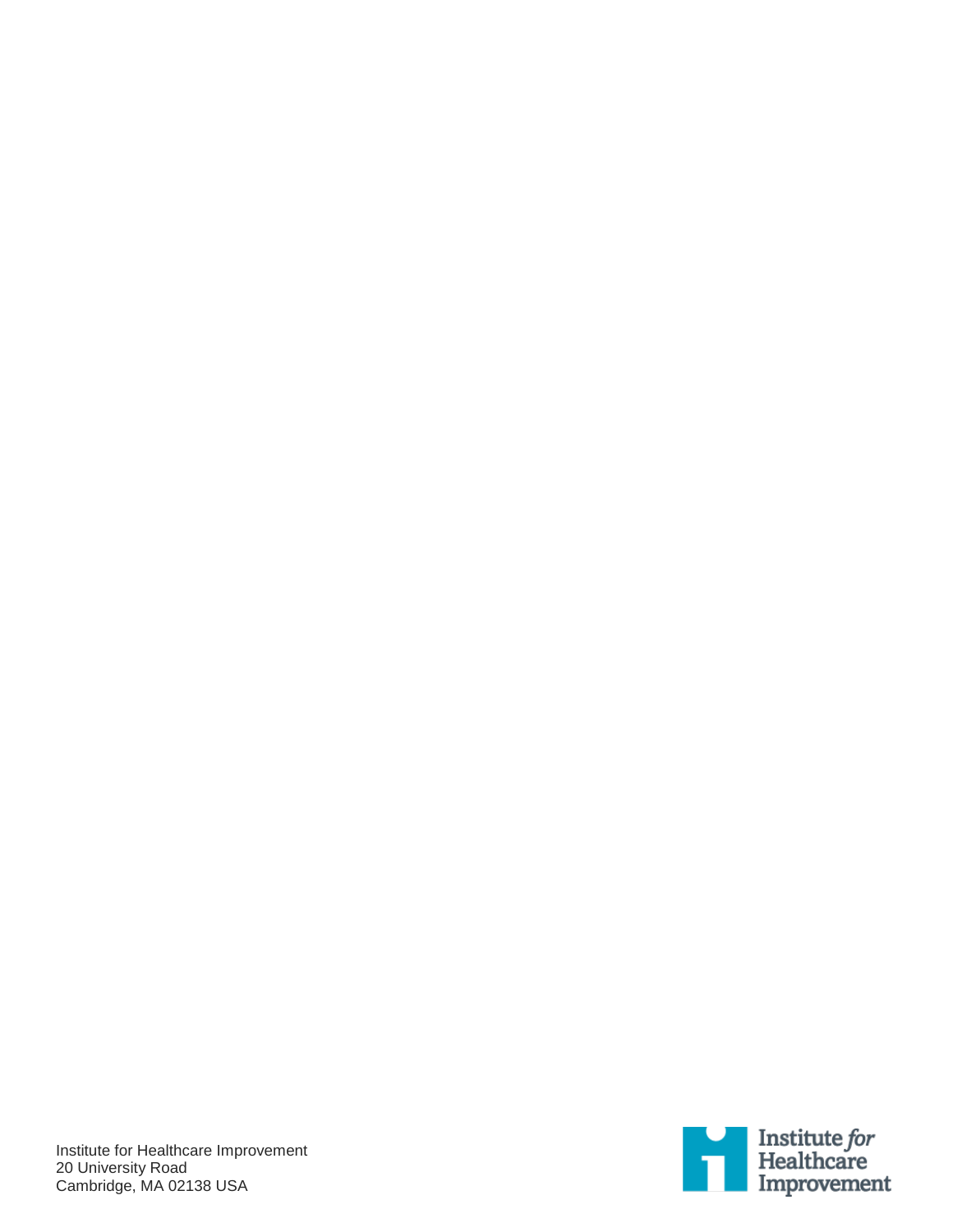Institute for Healthcare Improvement
20 University Road
Cambridge, MA 02138 USA

Institute *for* Healthcare Improvement